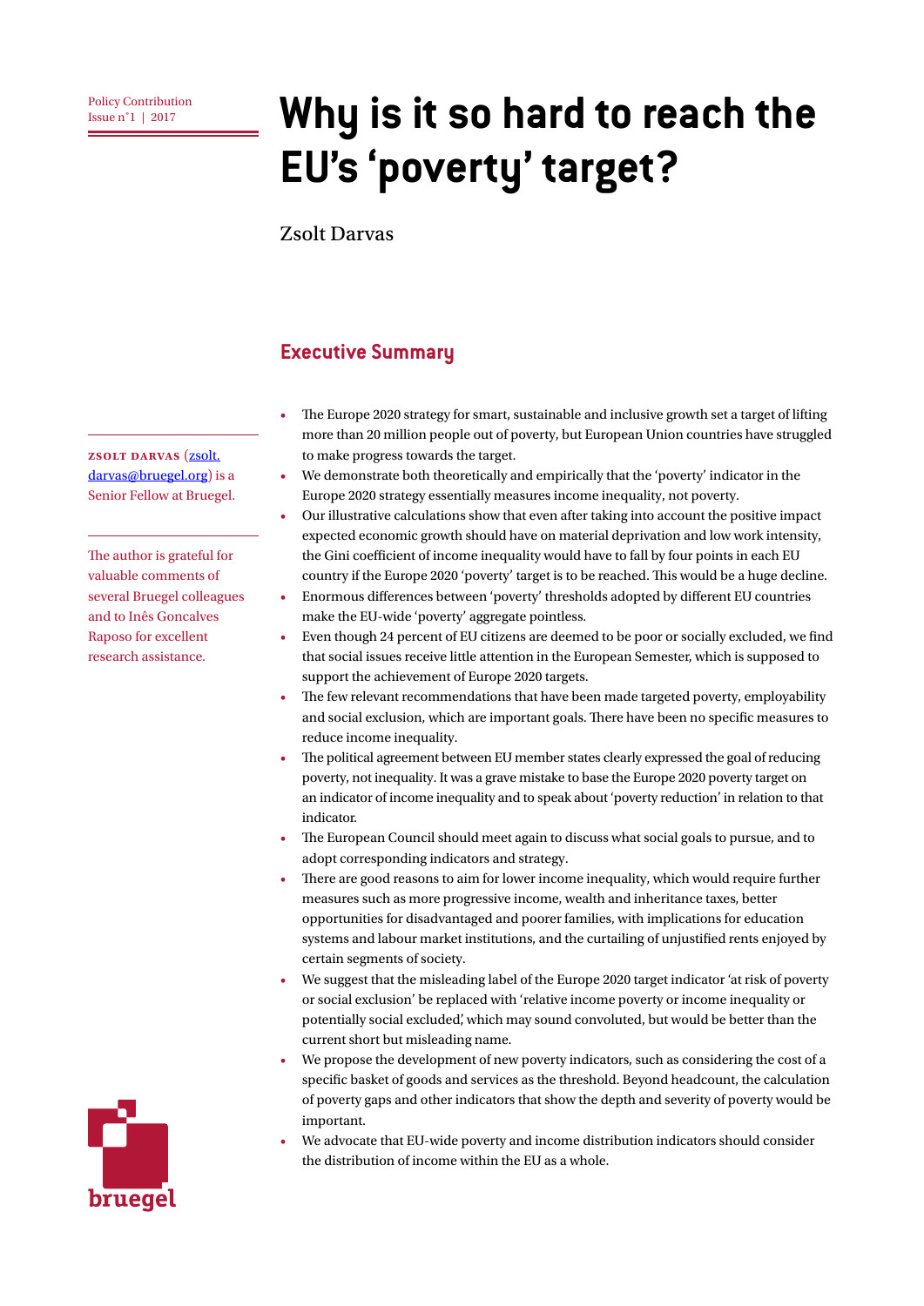Policy Contribution
Issue n˚1 | 2017

# Why is it so hard to reach the EU's 'poverty' target?

Zsolt Darvas

**ZSOLT DARVAS** (zsolt.darvas@bruegel.org) is a Senior Fellow at Bruegel.

The author is grateful for valuable comments of several Bruegel colleagues and to Inês Goncalves Raposo for excellent research assistance.

## Executive Summary

- The Europe 2020 strategy for smart, sustainable and inclusive growth set a target of lifting more than 20 million people out of poverty, but European Union countries have struggled to make progress towards the target.
- We demonstrate both theoretically and empirically that the 'poverty' indicator in the Europe 2020 strategy essentially measures income inequality, not poverty.
- Our illustrative calculations show that even after taking into account the positive impact expected economic growth should have on material deprivation and low work intensity, the Gini coefficient of income inequality would have to fall by four points in each EU country if the Europe 2020 'poverty' target is to be reached. This would be a huge decline.
- Enormous differences between 'poverty' thresholds adopted by different EU countries make the EU-wide 'poverty' aggregate pointless.
- Even though 24 percent of EU citizens are deemed to be poor or socially excluded, we find that social issues receive little attention in the European Semester, which is supposed to support the achievement of Europe 2020 targets.
- The few relevant recommendations that have been made targeted poverty, employability and social exclusion, which are important goals. There have been no specific measures to reduce income inequality.
- The political agreement between EU member states clearly expressed the goal of reducing poverty, not inequality. It was a grave mistake to base the Europe 2020 poverty target on an indicator of income inequality and to speak about 'poverty reduction' in relation to that indicator.
- The European Council should meet again to discuss what social goals to pursue, and to adopt corresponding indicators and strategy.
- There are good reasons to aim for lower income inequality, which would require further measures such as more progressive income, wealth and inheritance taxes, better opportunities for disadvantaged and poorer families, with implications for education systems and labour market institutions, and the curtailing of unjustified rents enjoyed by certain segments of society.
- We suggest that the misleading label of the Europe 2020 target indicator 'at risk of poverty or social exclusion' be replaced with 'relative income poverty or income inequality or potentially social excluded', which may sound convoluted, but would be better than the current short but misleading name.
- We propose the development of new poverty indicators, such as considering the cost of a specific basket of goods and services as the threshold. Beyond headcount, the calculation of poverty gaps and other indicators that show the depth and severity of poverty would be important.
- We advocate that EU-wide poverty and income distribution indicators should consider the distribution of income within the EU as a whole.

bruegel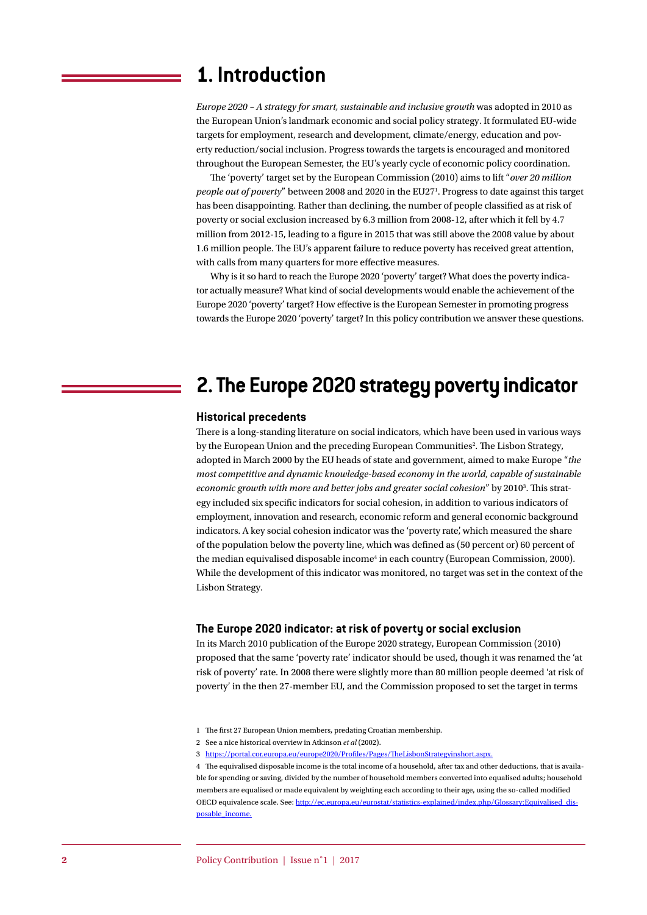# 1. Introduction

*Europe 2020 – A strategy for smart, sustainable and inclusive growth* was adopted in 2010 as the European Union's landmark economic and social policy strategy. It formulated EU-wide targets for employment, research and development, climate/energy, education and poverty reduction/social inclusion. Progress towards the targets is encouraged and monitored throughout the European Semester, the EU's yearly cycle of economic policy coordination.

The 'poverty' target set by the European Commission (2010) aims to lift "*over 20 million people out of poverty*" between 2008 and 2020 in the EU27[1]. Progress to date against this target has been disappointing. Rather than declining, the number of people classified as at risk of poverty or social exclusion increased by 6.3 million from 2008-12, after which it fell by 4.7 million from 2012-15, leading to a figure in 2015 that was still above the 2008 value by about 1.6 million people. The EU's apparent failure to reduce poverty has received great attention, with calls from many quarters for more effective measures.

Why is it so hard to reach the Europe 2020 'poverty' target? What does the poverty indicator actually measure? What kind of social developments would enable the achievement of the Europe 2020 'poverty' target? How effective is the European Semester in promoting progress towards the Europe 2020 'poverty' target? In this policy contribution we answer these questions.

# 2. The Europe 2020 strategy poverty indicator

### Historical precedents

There is a long-standing literature on social indicators, which have been used in various ways by the European Union and the preceding European Communities[2]. The Lisbon Strategy, adopted in March 2000 by the EU heads of state and government, aimed to make Europe "*the most competitive and dynamic knowledge-based economy in the world, capable of sustainable economic growth with more and better jobs and greater social cohesion*" by 2010[3]. This strategy included six specific indicators for social cohesion, in addition to various indicators of employment, innovation and research, economic reform and general economic background indicators. A key social cohesion indicator was the 'poverty rate', which measured the share of the population below the poverty line, which was defined as (50 percent or) 60 percent of the median equivalised disposable income[4] in each country (European Commission, 2000). While the development of this indicator was monitored, no target was set in the context of the Lisbon Strategy.

### The Europe 2020 indicator: at risk of poverty or social exclusion

In its March 2010 publication of the Europe 2020 strategy, European Commission (2010) proposed that the same 'poverty rate' indicator should be used, though it was renamed the 'at risk of poverty' rate. In 2008 there were slightly more than 80 million people deemed 'at risk of poverty' in the then 27-member EU, and the Commission proposed to set the target in terms

1 The first 27 European Union members, predating Croatian membership.

2 See a nice historical overview in Atkinson *et al* (2002).

3 https://portal.cor.europa.eu/europe2020/Profiles/Pages/TheLisbonStrategyinshort.aspx.

4 The equivalised disposable income is the total income of a household, after tax and other deductions, that is available for spending or saving, divided by the number of household members converted into equalised adults; household members are equalised or made equivalent by weighting each according to their age, using the so-called modified OECD equivalence scale. See: http://ec.europa.eu/eurostat/statistics-explained/index.php/Glossary:Equivalised_disposable_income.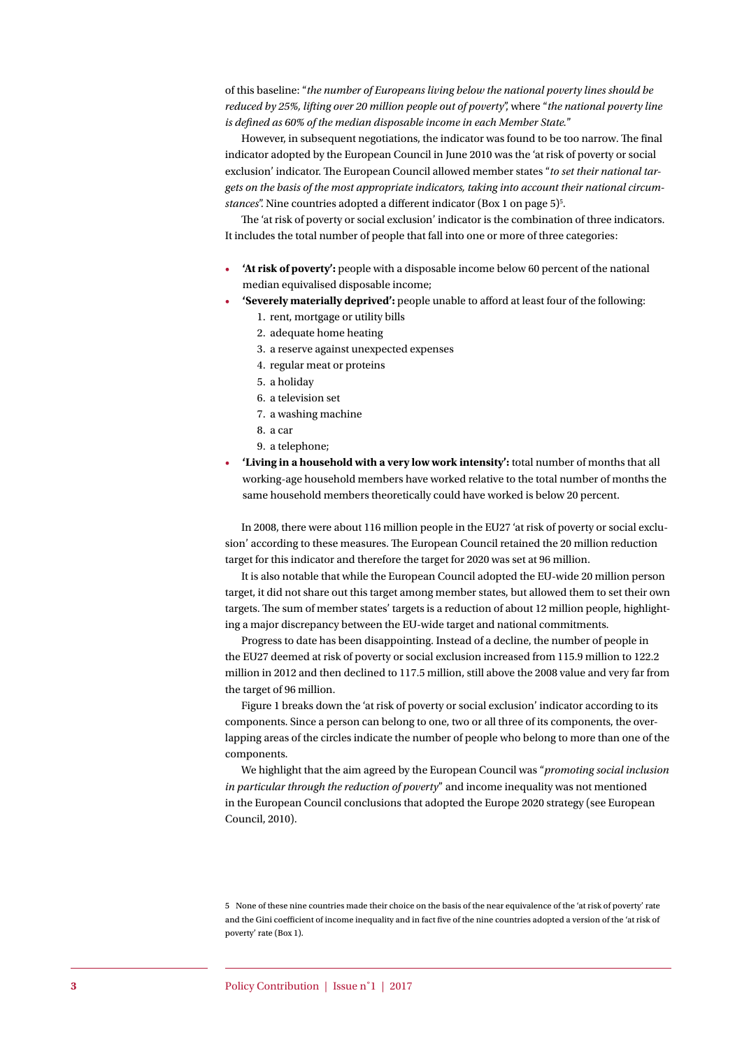of this baseline: "*the number of Europeans living below the national poverty lines should be reduced by 25%, lifting over 20 million people out of poverty*", where "*the national poverty line is defined as 60% of the median disposable income in each Member State.*"

However, in subsequent negotiations, the indicator was found to be too narrow. The final indicator adopted by the European Council in June 2010 was the 'at risk of poverty or social exclusion' indicator. The European Council allowed member states "*to set their national targets on the basis of the most appropriate indicators, taking into account their national circumstances*". Nine countries adopted a different indicator (Box 1 on page 5)[5].

The 'at risk of poverty or social exclusion' indicator is the combination of three indicators. It includes the total number of people that fall into one or more of three categories:

- **'At risk of poverty':** people with a disposable income below 60 percent of the national median equivalised disposable income;
- **'Severely materially deprived':** people unable to afford at least four of the following:
  1. rent, mortgage or utility bills
  2. adequate home heating
  3. a reserve against unexpected expenses
  4. regular meat or proteins
  5. a holiday
  6. a television set
  7. a washing machine
  8. a car
  9. a telephone;
- **'Living in a household with a very low work intensity':** total number of months that all working-age household members have worked relative to the total number of months the same household members theoretically could have worked is below 20 percent.

In 2008, there were about 116 million people in the EU27 'at risk of poverty or social exclusion' according to these measures. The European Council retained the 20 million reduction target for this indicator and therefore the target for 2020 was set at 96 million.

It is also notable that while the European Council adopted the EU-wide 20 million person target, it did not share out this target among member states, but allowed them to set their own targets. The sum of member states' targets is a reduction of about 12 million people, highlighting a major discrepancy between the EU-wide target and national commitments.

Progress to date has been disappointing. Instead of a decline, the number of people in the EU27 deemed at risk of poverty or social exclusion increased from 115.9 million to 122.2 million in 2012 and then declined to 117.5 million, still above the 2008 value and very far from the target of 96 million.

Figure 1 breaks down the 'at risk of poverty or social exclusion' indicator according to its components. Since a person can belong to one, two or all three of its components, the overlapping areas of the circles indicate the number of people who belong to more than one of the components.

We highlight that the aim agreed by the European Council was "*promoting social inclusion in particular through the reduction of poverty*" and income inequality was not mentioned in the European Council conclusions that adopted the Europe 2020 strategy (see European Council, 2010).

5 None of these nine countries made their choice on the basis of the near equivalence of the 'at risk of poverty' rate and the Gini coefficient of income inequality and in fact five of the nine countries adopted a version of the 'at risk of poverty' rate (Box 1).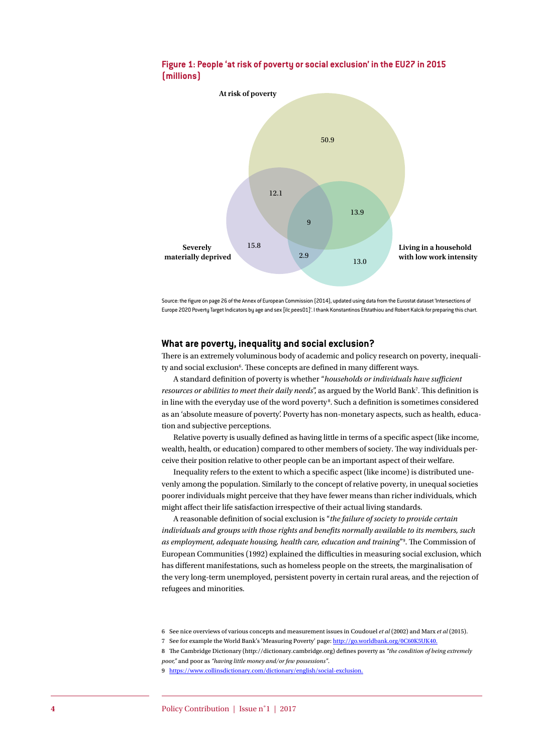**Figure 1: People 'at risk of poverty or social exclusion' in the EU27 in 2015 (millions)**

At risk of poverty

50.9

12.1

13.9

9

Severely materially deprived

15.8

2.9

13.0

Living in a household with low work intensity

Source: the figure on page 26 of the Annex of European Commission (2014), updated using data from the Eurostat dataset 'Intersections of Europe 2020 Poverty Target Indicators by age and sex [ilc_pees01]'. I thank Konstantinos Efstathiou and Robert Kalcik for preparing this chart.

## What are poverty, inequality and social exclusion?

There is an extremely voluminous body of academic and policy research on poverty, inequality and social exclusion[6]. These concepts are defined in many different ways.

A standard definition of poverty is whether "*households or individuals have sufficient resources or abilities to meet their daily needs*", as argued by the World Bank[7]. This definition is in line with the everyday use of the word poverty[8]. Such a definition is sometimes considered as an 'absolute measure of poverty'. Poverty has non-monetary aspects, such as health, education and subjective perceptions.

Relative poverty is usually defined as having little in terms of a specific aspect (like income, wealth, health, or education) compared to other members of society. The way individuals perceive their position relative to other people can be an important aspect of their welfare.

Inequality refers to the extent to which a specific aspect (like income) is distributed unevenly among the population. Similarly to the concept of relative poverty, in unequal societies poorer individuals might perceive that they have fewer means than richer individuals, which might affect their life satisfaction irrespective of their actual living standards.

A reasonable definition of social exclusion is "*the failure of society to provide certain individuals and groups with those rights and benefits normally available to its members, such as employment, adequate housing, health care, education and training*"[9]. The Commission of European Communities (1992) explained the difficulties in measuring social exclusion, which has different manifestations, such as homeless people on the streets, the marginalisation of the very long-term unemployed, persistent poverty in certain rural areas, and the rejection of refugees and minorities.

6 See nice overviews of various concepts and measurement issues in Coudouel *et al* (2002) and Marx *et al* (2015).

7 See for example the World Bank's 'Measuring Poverty' page: http://go.worldbank.org/0C60K5UK40.

8 The Cambridge Dictionary (http://dictionary.cambridge.org) defines poverty as *"the condition of being extremely poor,"* and poor as *"having little money and/or few possessions"*.

9 https://www.collinsdictionary.com/dictionary/english/social-exclusion.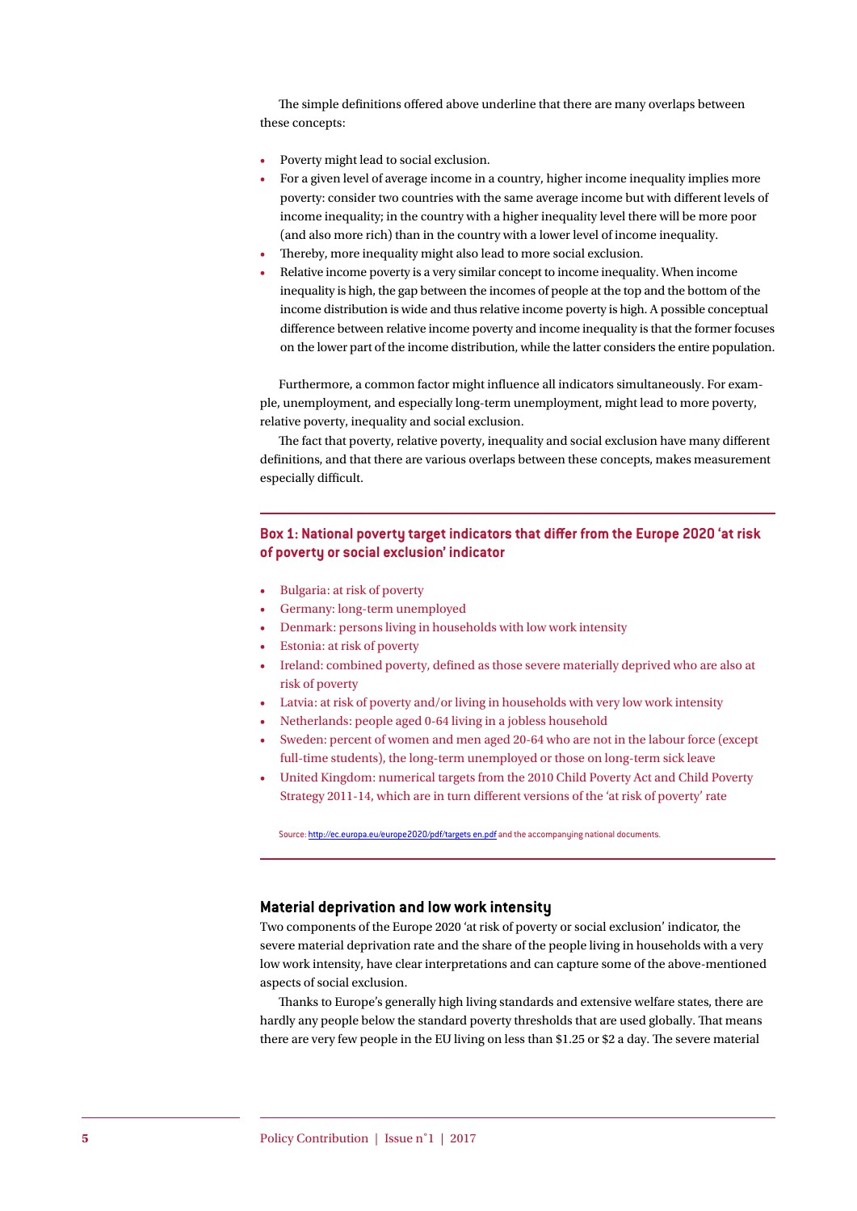The simple definitions offered above underline that there are many overlaps between these concepts:

- Poverty might lead to social exclusion.
- For a given level of average income in a country, higher income inequality implies more poverty: consider two countries with the same average income but with different levels of income inequality; in the country with a higher inequality level there will be more poor (and also more rich) than in the country with a lower level of income inequality.
- Thereby, more inequality might also lead to more social exclusion.
- Relative income poverty is a very similar concept to income inequality. When income inequality is high, the gap between the incomes of people at the top and the bottom of the income distribution is wide and thus relative income poverty is high. A possible conceptual difference between relative income poverty and income inequality is that the former focuses on the lower part of the income distribution, while the latter considers the entire population.

Furthermore, a common factor might influence all indicators simultaneously. For example, unemployment, and especially long-term unemployment, might lead to more poverty, relative poverty, inequality and social exclusion.

The fact that poverty, relative poverty, inequality and social exclusion have many different definitions, and that there are various overlaps between these concepts, makes measurement especially difficult.

### Box 1: National poverty target indicators that differ from the Europe 2020 'at risk of poverty or social exclusion' indicator

- Bulgaria: at risk of poverty
- Germany: long-term unemployed
- Denmark: persons living in households with low work intensity
- Estonia: at risk of poverty
- Ireland: combined poverty, defined as those severe materially deprived who are also at risk of poverty
- Latvia: at risk of poverty and/or living in households with very low work intensity
- Netherlands: people aged 0-64 living in a jobless household
- Sweden: percent of women and men aged 20-64 who are not in the labour force (except full-time students), the long-term unemployed or those on long-term sick leave
- United Kingdom: numerical targets from the 2010 Child Poverty Act and Child Poverty Strategy 2011-14, which are in turn different versions of the 'at risk of poverty' rate

Source: http://ec.europa.eu/europe2020/pdf/targets en.pdf and the accompanying national documents.

## Material deprivation and low work intensity

Two components of the Europe 2020 'at risk of poverty or social exclusion' indicator, the severe material deprivation rate and the share of the people living in households with a very low work intensity, have clear interpretations and can capture some of the above-mentioned aspects of social exclusion.

Thanks to Europe's generally high living standards and extensive welfare states, there are hardly any people below the standard poverty thresholds that are used globally. That means there are very few people in the EU living on less than $1.25 or $2 a day. The severe material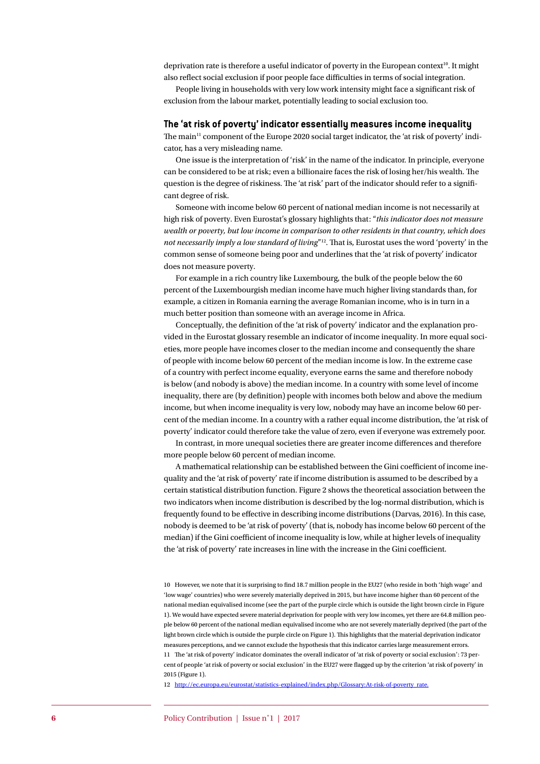deprivation rate is therefore a useful indicator of poverty in the European context[10]. It might also reflect social exclusion if poor people face difficulties in terms of social integration.

People living in households with very low work intensity might face a significant risk of exclusion from the labour market, potentially leading to social exclusion too.

## The 'at risk of poverty' indicator essentially measures income inequality

The main[11] component of the Europe 2020 social target indicator, the 'at risk of poverty' indicator, has a very misleading name.

One issue is the interpretation of 'risk' in the name of the indicator. In principle, everyone can be considered to be at risk; even a billionaire faces the risk of losing her/his wealth. The question is the degree of riskiness. The 'at risk' part of the indicator should refer to a significant degree of risk.

Someone with income below 60 percent of national median income is not necessarily at high risk of poverty. Even Eurostat's glossary highlights that: "*this indicator does not measure wealth or poverty, but low income in comparison to other residents in that country, which does not necessarily imply a low standard of living*"[12]. That is, Eurostat uses the word 'poverty' in the common sense of someone being poor and underlines that the 'at risk of poverty' indicator does not measure poverty.

For example in a rich country like Luxembourg, the bulk of the people below the 60 percent of the Luxembourgish median income have much higher living standards than, for example, a citizen in Romania earning the average Romanian income, who is in turn in a much better position than someone with an average income in Africa.

Conceptually, the definition of the 'at risk of poverty' indicator and the explanation provided in the Eurostat glossary resemble an indicator of income inequality. In more equal societies, more people have incomes closer to the median income and consequently the share of people with income below 60 percent of the median income is low. In the extreme case of a country with perfect income equality, everyone earns the same and therefore nobody is below (and nobody is above) the median income. In a country with some level of income inequality, there are (by definition) people with incomes both below and above the medium income, but when income inequality is very low, nobody may have an income below 60 percent of the median income. In a country with a rather equal income distribution, the 'at risk of poverty' indicator could therefore take the value of zero, even if everyone was extremely poor.

In contrast, in more unequal societies there are greater income differences and therefore more people below 60 percent of median income.

A mathematical relationship can be established between the Gini coefficient of income inequality and the 'at risk of poverty' rate if income distribution is assumed to be described by a certain statistical distribution function. Figure 2 shows the theoretical association between the two indicators when income distribution is described by the log-normal distribution, which is frequently found to be effective in describing income distributions (Darvas, 2016). In this case, nobody is deemed to be 'at risk of poverty' (that is, nobody has income below 60 percent of the median) if the Gini coefficient of income inequality is low, while at higher levels of inequality the 'at risk of poverty' rate increases in line with the increase in the Gini coefficient.

10 However, we note that it is surprising to find 18.7 million people in the EU27 (who reside in both 'high wage' and 'low wage' countries) who were severely materially deprived in 2015, but have income higher than 60 percent of the national median equivalised income (see the part of the purple circle which is outside the light brown circle in Figure 1). We would have expected severe material deprivation for people with very low incomes, yet there are 64.8 million people below 60 percent of the national median equivalised income who are not severely materially deprived (the part of the light brown circle which is outside the purple circle on Figure 1). This highlights that the material deprivation indicator measures perceptions, and we cannot exclude the hypothesis that this indicator carries large measurement errors.

11 The 'at risk of poverty' indicator dominates the overall indicator of 'at risk of poverty or social exclusion': 73 percent of people 'at risk of poverty or social exclusion' in the EU27 were flagged up by the criterion 'at risk of poverty' in 2015 (Figure 1).

12 http://ec.europa.eu/eurostat/statistics-explained/index.php/Glossary:At-risk-of-poverty_rate.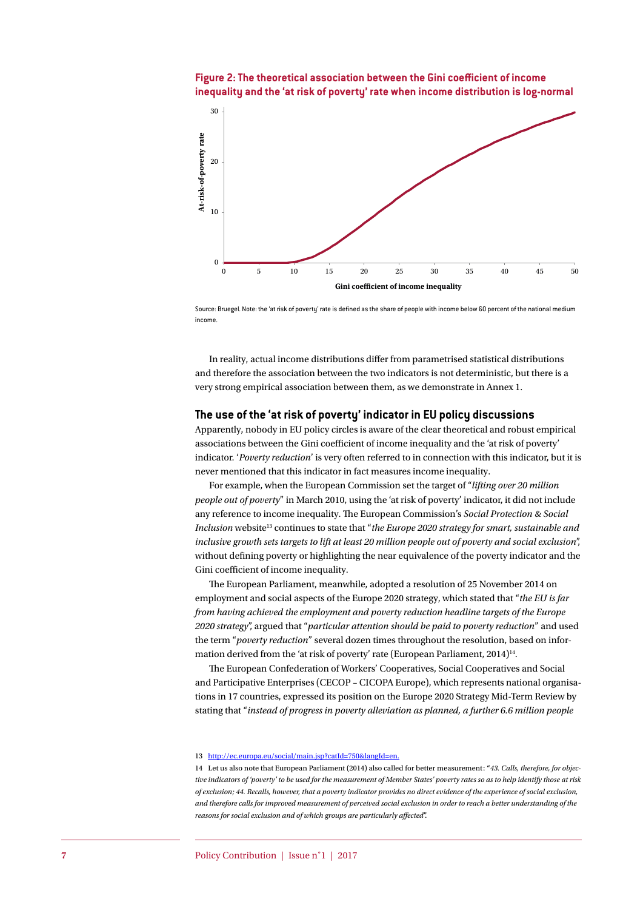**Figure 2: The theoretical association between the Gini coefficient of income inequality and the 'at risk of poverty' rate when income distribution is log-normal**

Source: Bruegel. Note: the 'at risk of poverty' rate is defined as the share of people with income below 60 percent of the national medium income.

In reality, actual income distributions differ from parametrised statistical distributions and therefore the association between the two indicators is not deterministic, but there is a very strong empirical association between them, as we demonstrate in Annex 1.

## The use of the 'at risk of poverty' indicator in EU policy discussions

Apparently, nobody in EU policy circles is aware of the clear theoretical and robust empirical associations between the Gini coefficient of income inequality and the 'at risk of poverty' indicator. '*Poverty reduction*' is very often referred to in connection with this indicator, but it is never mentioned that this indicator in fact measures income inequality.

For example, when the European Commission set the target of "*lifting over 20 million people out of poverty*" in March 2010, using the 'at risk of poverty' indicator, it did not include any reference to income inequality. The European Commission's *Social Protection & Social Inclusion* website[13] continues to state that "*the Europe 2020 strategy for smart, sustainable and inclusive growth sets targets to lift at least 20 million people out of poverty and social exclusion*", without defining poverty or highlighting the near equivalence of the poverty indicator and the Gini coefficient of income inequality.

The European Parliament, meanwhile, adopted a resolution of 25 November 2014 on employment and social aspects of the Europe 2020 strategy, which stated that "*the EU is far from having achieved the employment and poverty reduction headline targets of the Europe 2020 strategy*", argued that "*particular attention should be paid to poverty reduction*" and used the term "*poverty reduction*" several dozen times throughout the resolution, based on information derived from the 'at risk of poverty' rate (European Parliament, 2014)[14].

The European Confederation of Workers' Cooperatives, Social Cooperatives and Social and Participative Enterprises (CECOP – CICOPA Europe), which represents national organisations in 17 countries, expressed its position on the Europe 2020 Strategy Mid-Term Review by stating that "*instead of progress in poverty alleviation as planned, a further 6.6 million people*

13 http://ec.europa.eu/social/main.jsp?catId=750&langId=en.

14 Let us also note that European Parliament (2014) also called for better measurement: "*43. Calls, therefore, for objective indicators of 'poverty' to be used for the measurement of Member States' poverty rates so as to help identify those at risk of exclusion; 44. Recalls, however, that a poverty indicator provides no direct evidence of the experience of social exclusion, and therefore calls for improved measurement of perceived social exclusion in order to reach a better understanding of the reasons for social exclusion and of which groups are particularly affected*".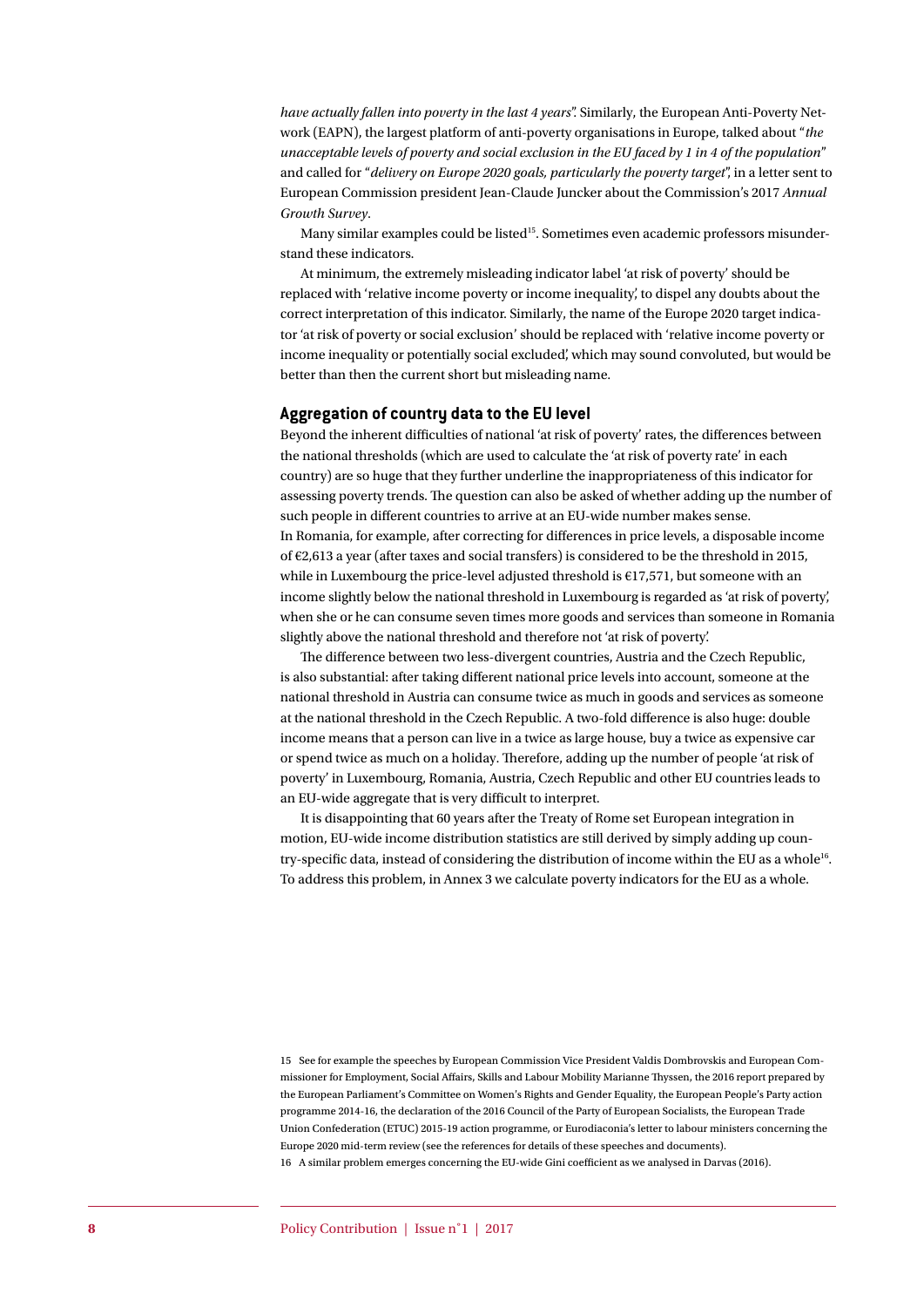*have actually fallen into poverty in the last 4 years*". Similarly, the European Anti-Poverty Network (EAPN), the largest platform of anti-poverty organisations in Europe, talked about "*the unacceptable levels of poverty and social exclusion in the EU faced by 1 in 4 of the population*" and called for "*delivery on Europe 2020 goals, particularly the poverty target*", in a letter sent to European Commission president Jean-Claude Juncker about the Commission's 2017 *Annual Growth Survey*.

Many similar examples could be listed[15]. Sometimes even academic professors misunderstand these indicators.

At minimum, the extremely misleading indicator label 'at risk of poverty' should be replaced with 'relative income poverty or income inequality', to dispel any doubts about the correct interpretation of this indicator. Similarly, the name of the Europe 2020 target indicator 'at risk of poverty or social exclusion' should be replaced with 'relative income poverty or income inequality or potentially social excluded', which may sound convoluted, but would be better than then the current short but misleading name.

## Aggregation of country data to the EU level

Beyond the inherent difficulties of national 'at risk of poverty' rates, the differences between the national thresholds (which are used to calculate the 'at risk of poverty rate' in each country) are so huge that they further underline the inappropriateness of this indicator for assessing poverty trends. The question can also be asked of whether adding up the number of such people in different countries to arrive at an EU-wide number makes sense.
In Romania, for example, after correcting for differences in price levels, a disposable income of €2,613 a year (after taxes and social transfers) is considered to be the threshold in 2015, while in Luxembourg the price-level adjusted threshold is €17,571, but someone with an income slightly below the national threshold in Luxembourg is regarded as 'at risk of poverty', when she or he can consume seven times more goods and services than someone in Romania slightly above the national threshold and therefore not 'at risk of poverty'.

The difference between two less-divergent countries, Austria and the Czech Republic, is also substantial: after taking different national price levels into account, someone at the national threshold in Austria can consume twice as much in goods and services as someone at the national threshold in the Czech Republic. A two-fold difference is also huge: double income means that a person can live in a twice as large house, buy a twice as expensive car or spend twice as much on a holiday. Therefore, adding up the number of people 'at risk of poverty' in Luxembourg, Romania, Austria, Czech Republic and other EU countries leads to an EU-wide aggregate that is very difficult to interpret.

It is disappointing that 60 years after the Treaty of Rome set European integration in motion, EU-wide income distribution statistics are still derived by simply adding up country-specific data, instead of considering the distribution of income within the EU as a whole[16]. To address this problem, in Annex 3 we calculate poverty indicators for the EU as a whole.

---

15 See for example the speeches by European Commission Vice President Valdis Dombrovskis and European Commissioner for Employment, Social Affairs, Skills and Labour Mobility Marianne Thyssen, the 2016 report prepared by the European Parliament's Committee on Women's Rights and Gender Equality, the European People's Party action programme 2014-16, the declaration of the 2016 Council of the Party of European Socialists, the European Trade Union Confederation (ETUC) 2015-19 action programme, or Eurodiaconia's letter to labour ministers concerning the Europe 2020 mid-term review (see the references for details of these speeches and documents).

16 A similar problem emerges concerning the EU-wide Gini coefficient as we analysed in Darvas (2016).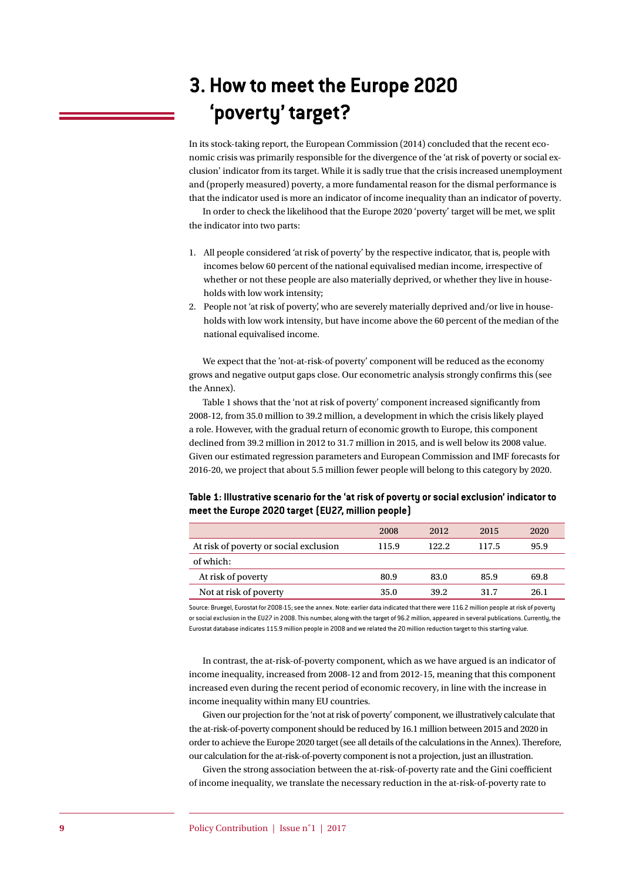# 3. How to meet the Europe 2020 'poverty' target?

In its stock-taking report, the European Commission (2014) concluded that the recent economic crisis was primarily responsible for the divergence of the 'at risk of poverty or social exclusion' indicator from its target. While it is sadly true that the crisis increased unemployment and (properly measured) poverty, a more fundamental reason for the dismal performance is that the indicator used is more an indicator of income inequality than an indicator of poverty.

In order to check the likelihood that the Europe 2020 'poverty' target will be met, we split the indicator into two parts:

1. All people considered 'at risk of poverty' by the respective indicator, that is, people with incomes below 60 percent of the national equivalised median income, irrespective of whether or not these people are also materially deprived, or whether they live in households with low work intensity;
2. People not 'at risk of poverty', who are severely materially deprived and/or live in households with low work intensity, but have income above the 60 percent of the median of the national equivalised income.

We expect that the 'not-at-risk-of poverty' component will be reduced as the economy grows and negative output gaps close. Our econometric analysis strongly confirms this (see the Annex).

Table 1 shows that the 'not at risk of poverty' component increased significantly from 2008-12, from 35.0 million to 39.2 million, a development in which the crisis likely played a role. However, with the gradual return of economic growth to Europe, this component declined from 39.2 million in 2012 to 31.7 million in 2015, and is well below its 2008 value. Given our estimated regression parameters and European Commission and IMF forecasts for 2016-20, we project that about 5.5 million fewer people will belong to this category by 2020.

**Table 1: Illustrative scenario for the 'at risk of poverty or social exclusion' indicator to meet the Europe 2020 target (EU27, million people)**

| | 2008 | 2012 | 2015 | 2020 |
|---|---|---|---|---|
| At risk of poverty or social exclusion | 115.9 | 122.2 | 117.5 | 95.9 |
| of which: | | | | |
| At risk of poverty | 80.9 | 83.0 | 85.9 | 69.8 |
| Not at risk of poverty | 35.0 | 39.2 | 31.7 | 26.1 |

Source: Bruegel, Eurostat for 2008-15; see the annex. Note: earlier data indicated that there were 116.2 million people at risk of poverty or social exclusion in the EU27 in 2008. This number, along with the target of 96.2 million, appeared in several publications. Currently, the Eurostat database indicates 115.9 million people in 2008 and we related the 20 million reduction target to this starting value.

In contrast, the at-risk-of-poverty component, which as we have argued is an indicator of income inequality, increased from 2008-12 and from 2012-15, meaning that this component increased even during the recent period of economic recovery, in line with the increase in income inequality within many EU countries.

Given our projection for the 'not at risk of poverty' component, we illustratively calculate that the at-risk-of-poverty component should be reduced by 16.1 million between 2015 and 2020 in order to achieve the Europe 2020 target (see all details of the calculations in the Annex). Therefore, our calculation for the at-risk-of-poverty component is not a projection, just an illustration.

Given the strong association between the at-risk-of-poverty rate and the Gini coefficient of income inequality, we translate the necessary reduction in the at-risk-of-poverty rate to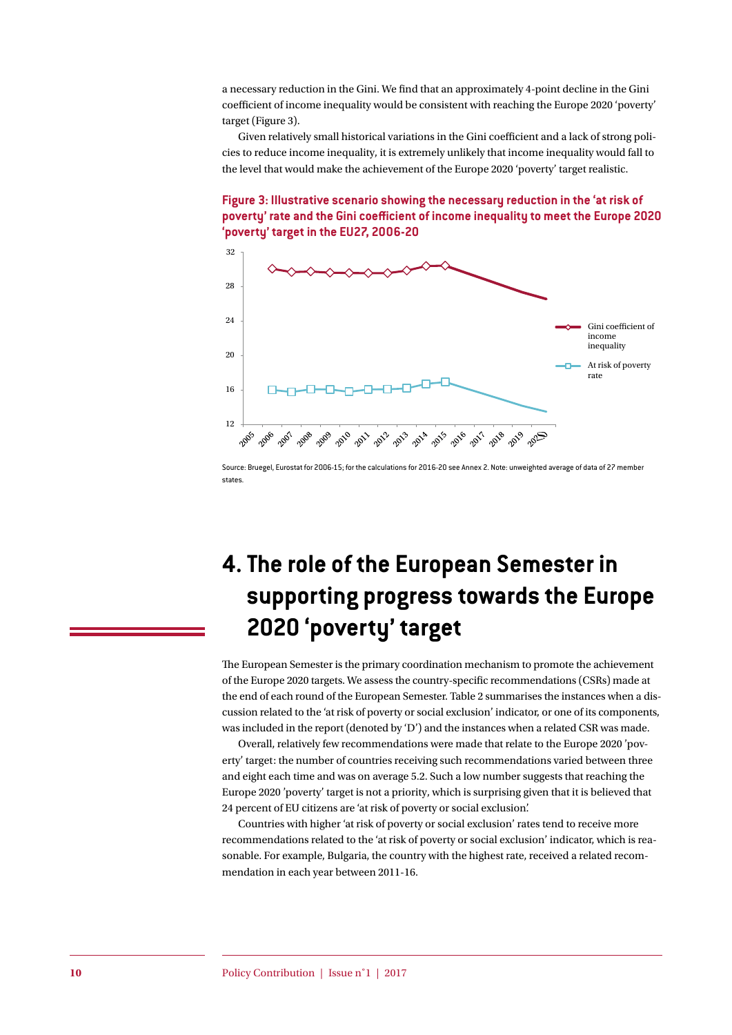a necessary reduction in the Gini. We find that an approximately 4-point decline in the Gini coefficient of income inequality would be consistent with reaching the Europe 2020 'poverty' target (Figure 3).

Given relatively small historical variations in the Gini coefficient and a lack of strong policies to reduce income inequality, it is extremely unlikely that income inequality would fall to the level that would make the achievement of the Europe 2020 'poverty' target realistic.

**Figure 3: Illustrative scenario showing the necessary reduction in the 'at risk of poverty' rate and the Gini coefficient of income inequality to meet the Europe 2020 'poverty' target in the EU27, 2006-20**

Source: Bruegel, Eurostat for 2006-15; for the calculations for 2016-20 see Annex 2. Note: unweighted average of data of 27 member states.

# 4. The role of the European Semester in supporting progress towards the Europe 2020 'poverty' target

The European Semester is the primary coordination mechanism to promote the achievement of the Europe 2020 targets. We assess the country-specific recommendations (CSRs) made at the end of each round of the European Semester. Table 2 summarises the instances when a discussion related to the 'at risk of poverty or social exclusion' indicator, or one of its components, was included in the report (denoted by 'D') and the instances when a related CSR was made.

Overall, relatively few recommendations were made that relate to the Europe 2020 'poverty' target: the number of countries receiving such recommendations varied between three and eight each time and was on average 5.2. Such a low number suggests that reaching the Europe 2020 'poverty' target is not a priority, which is surprising given that it is believed that 24 percent of EU citizens are 'at risk of poverty or social exclusion'.

Countries with higher 'at risk of poverty or social exclusion' rates tend to receive more recommendations related to the 'at risk of poverty or social exclusion' indicator, which is reasonable. For example, Bulgaria, the country with the highest rate, received a related recommendation in each year between 2011-16.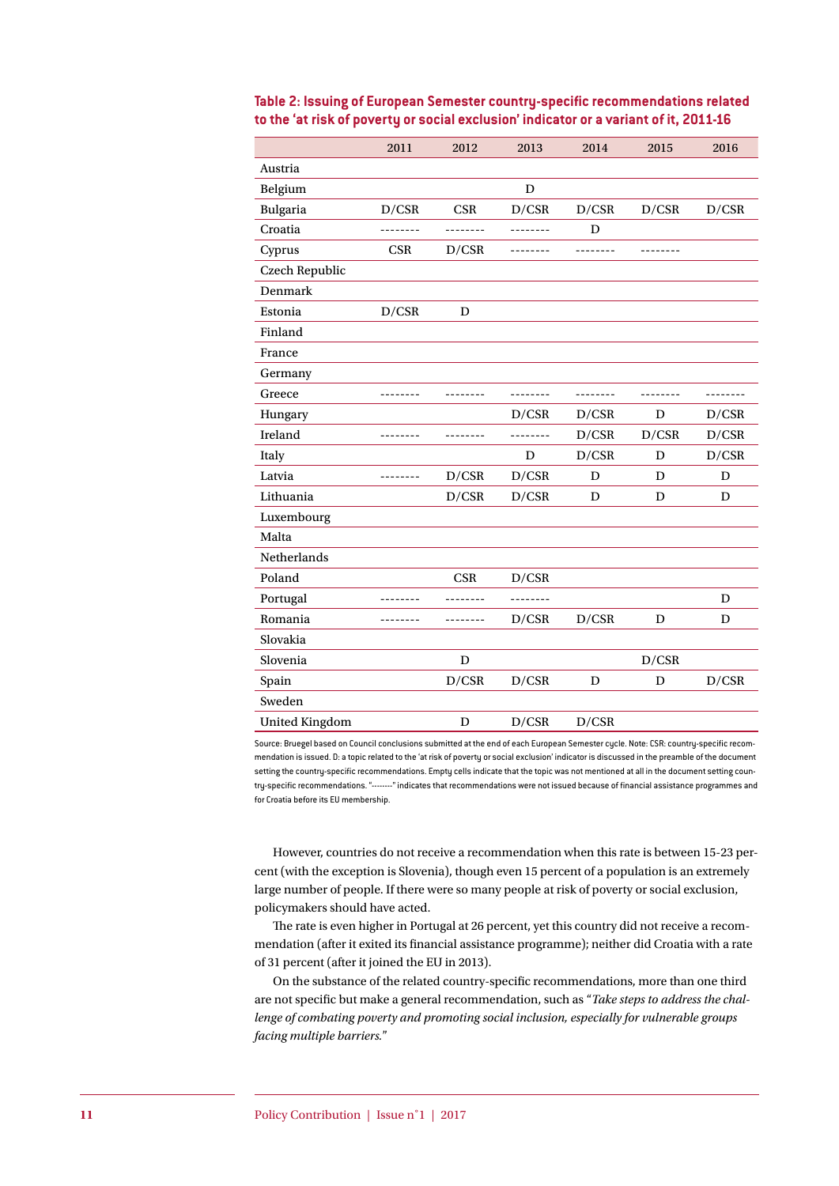**Table 2: Issuing of European Semester country-specific recommendations related to the 'at risk of poverty or social exclusion' indicator or a variant of it, 2011-16**

| | 2011 | 2012 | 2013 | 2014 | 2015 | 2016 |
|---|---|---|---|---|---|---|
| Austria | | | | | | |
| Belgium | | | D | | | |
| Bulgaria | D/CSR | CSR | D/CSR | D/CSR | D/CSR | D/CSR |
| Croatia | -------- | -------- | -------- | D | | |
| Cyprus | CSR | D/CSR | -------- | -------- | -------- | |
| Czech Republic | | | | | | |
| Denmark | | | | | | |
| Estonia | D/CSR | D | | | | |
| Finland | | | | | | |
| France | | | | | | |
| Germany | | | | | | |
| Greece | -------- | -------- | -------- | -------- | -------- | -------- |
| Hungary | | | D/CSR | D/CSR | D | D/CSR |
| Ireland | -------- | -------- | -------- | D/CSR | D/CSR | D/CSR |
| Italy | | | D | D/CSR | D | D/CSR |
| Latvia | -------- | D/CSR | D/CSR | D | D | D |
| Lithuania | | D/CSR | D/CSR | D | D | D |
| Luxembourg | | | | | | |
| Malta | | | | | | |
| Netherlands | | | | | | |
| Poland | | CSR | D/CSR | | | |
| Portugal | -------- | -------- | -------- | | | D |
| Romania | -------- | -------- | D/CSR | D/CSR | D | D |
| Slovakia | | | | | | |
| Slovenia | | D | | | D/CSR | |
| Spain | | D/CSR | D/CSR | D | D | D/CSR |
| Sweden | | | | | | |
| United Kingdom | | D | D/CSR | D/CSR | | |

Source: Bruegel based on Council conclusions submitted at the end of each European Semester cycle. Note: CSR: country-specific recommendation is issued. D: a topic related to the 'at risk of poverty or social exclusion' indicator is discussed in the preamble of the document setting the country-specific recommendations. Empty cells indicate that the topic was not mentioned at all in the document setting country-specific recommendations. "--------" indicates that recommendations were not issued because of financial assistance programmes and for Croatia before its EU membership.

However, countries do not receive a recommendation when this rate is between 15-23 percent (with the exception is Slovenia), though even 15 percent of a population is an extremely large number of people. If there were so many people at risk of poverty or social exclusion, policymakers should have acted.

The rate is even higher in Portugal at 26 percent, yet this country did not receive a recommendation (after it exited its financial assistance programme); neither did Croatia with a rate of 31 percent (after it joined the EU in 2013).

On the substance of the related country-specific recommendations, more than one third are not specific but make a general recommendation, such as "*Take steps to address the challenge of combating poverty and promoting social inclusion, especially for vulnerable groups facing multiple barriers.*"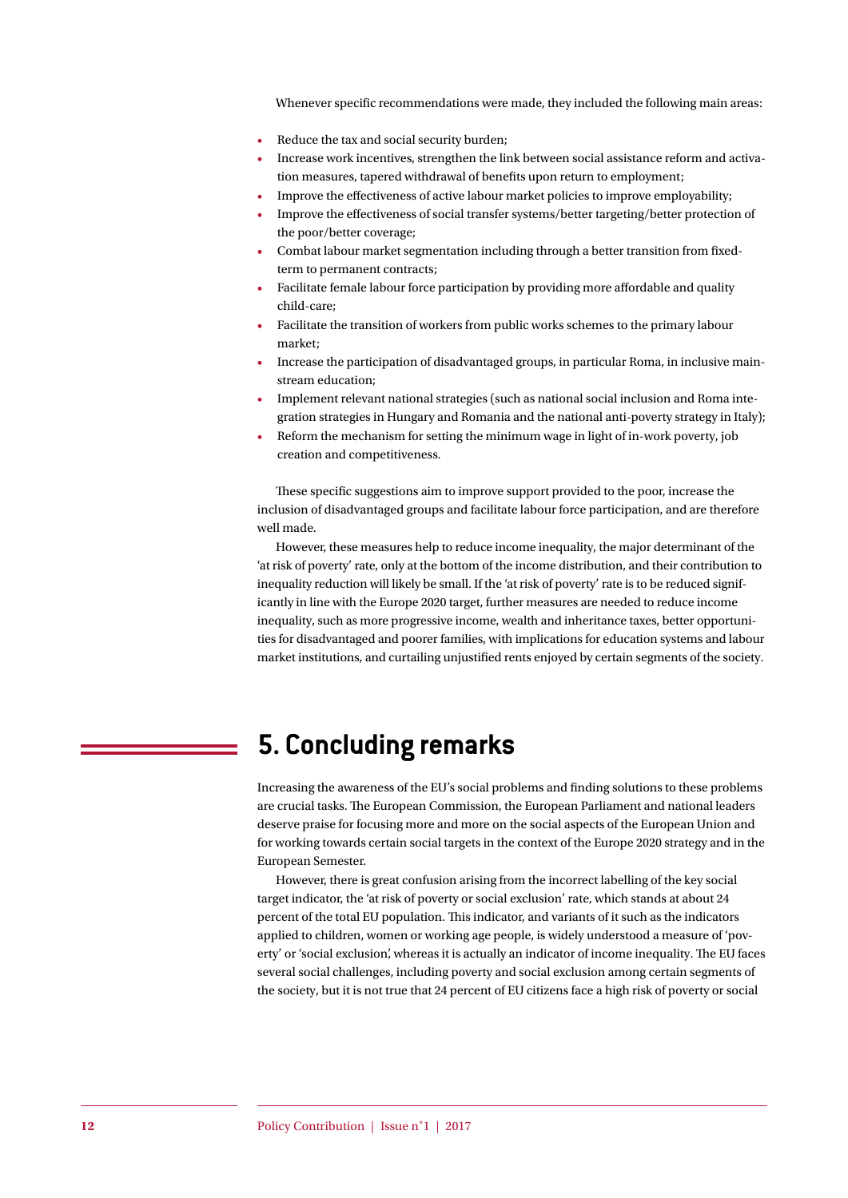Whenever specific recommendations were made, they included the following main areas:

- Reduce the tax and social security burden;
- Increase work incentives, strengthen the link between social assistance reform and activation measures, tapered withdrawal of benefits upon return to employment;
- Improve the effectiveness of active labour market policies to improve employability;
- Improve the effectiveness of social transfer systems/better targeting/better protection of the poor/better coverage;
- Combat labour market segmentation including through a better transition from fixed-term to permanent contracts;
- Facilitate female labour force participation by providing more affordable and quality child-care;
- Facilitate the transition of workers from public works schemes to the primary labour market;
- Increase the participation of disadvantaged groups, in particular Roma, in inclusive mainstream education;
- Implement relevant national strategies (such as national social inclusion and Roma integration strategies in Hungary and Romania and the national anti-poverty strategy in Italy);
- Reform the mechanism for setting the minimum wage in light of in-work poverty, job creation and competitiveness.

These specific suggestions aim to improve support provided to the poor, increase the inclusion of disadvantaged groups and facilitate labour force participation, and are therefore well made.

However, these measures help to reduce income inequality, the major determinant of the 'at risk of poverty' rate, only at the bottom of the income distribution, and their contribution to inequality reduction will likely be small. If the 'at risk of poverty' rate is to be reduced significantly in line with the Europe 2020 target, further measures are needed to reduce income inequality, such as more progressive income, wealth and inheritance taxes, better opportunities for disadvantaged and poorer families, with implications for education systems and labour market institutions, and curtailing unjustified rents enjoyed by certain segments of the society.

## 5. Concluding remarks

Increasing the awareness of the EU's social problems and finding solutions to these problems are crucial tasks. The European Commission, the European Parliament and national leaders deserve praise for focusing more and more on the social aspects of the European Union and for working towards certain social targets in the context of the Europe 2020 strategy and in the European Semester.

However, there is great confusion arising from the incorrect labelling of the key social target indicator, the 'at risk of poverty or social exclusion' rate, which stands at about 24 percent of the total EU population. This indicator, and variants of it such as the indicators applied to children, women or working age people, is widely understood a measure of 'poverty' or 'social exclusion', whereas it is actually an indicator of income inequality. The EU faces several social challenges, including poverty and social exclusion among certain segments of the society, but it is not true that 24 percent of EU citizens face a high risk of poverty or social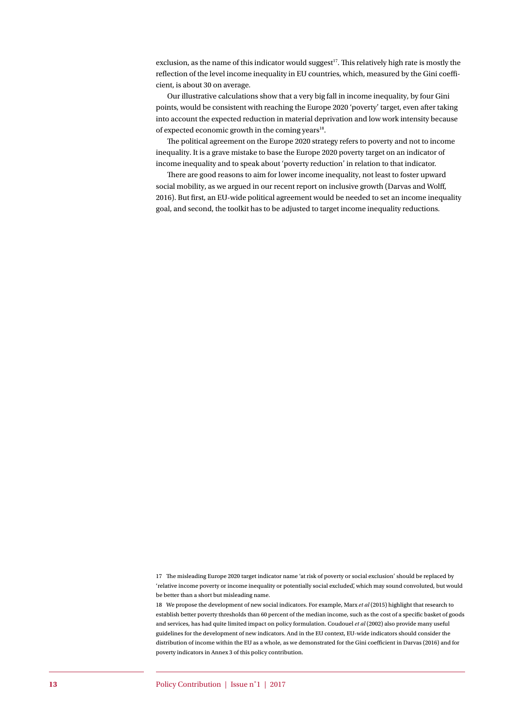exclusion, as the name of this indicator would suggest[17]. This relatively high rate is mostly the reflection of the level income inequality in EU countries, which, measured by the Gini coefficient, is about 30 on average.

Our illustrative calculations show that a very big fall in income inequality, by four Gini points, would be consistent with reaching the Europe 2020 'poverty' target, even after taking into account the expected reduction in material deprivation and low work intensity because of expected economic growth in the coming years[18].

The political agreement on the Europe 2020 strategy refers to poverty and not to income inequality. It is a grave mistake to base the Europe 2020 poverty target on an indicator of income inequality and to speak about 'poverty reduction' in relation to that indicator.

There are good reasons to aim for lower income inequality, not least to foster upward social mobility, as we argued in our recent report on inclusive growth (Darvas and Wolff, 2016). But first, an EU-wide political agreement would be needed to set an income inequality goal, and second, the toolkit has to be adjusted to target income inequality reductions.

17 The misleading Europe 2020 target indicator name 'at risk of poverty or social exclusion' should be replaced by 'relative income poverty or income inequality or potentially social excluded', which may sound convoluted, but would be better than a short but misleading name.

18 We propose the development of new social indicators. For example, Marx *et al* (2015) highlight that research to establish better poverty thresholds than 60 percent of the median income, such as the cost of a specific basket of goods and services, has had quite limited impact on policy formulation. Coudouel *et al* (2002) also provide many useful guidelines for the development of new indicators. And in the EU context, EU-wide indicators should consider the distribution of income within the EU as a whole, as we demonstrated for the Gini coefficient in Darvas (2016) and for poverty indicators in Annex 3 of this policy contribution.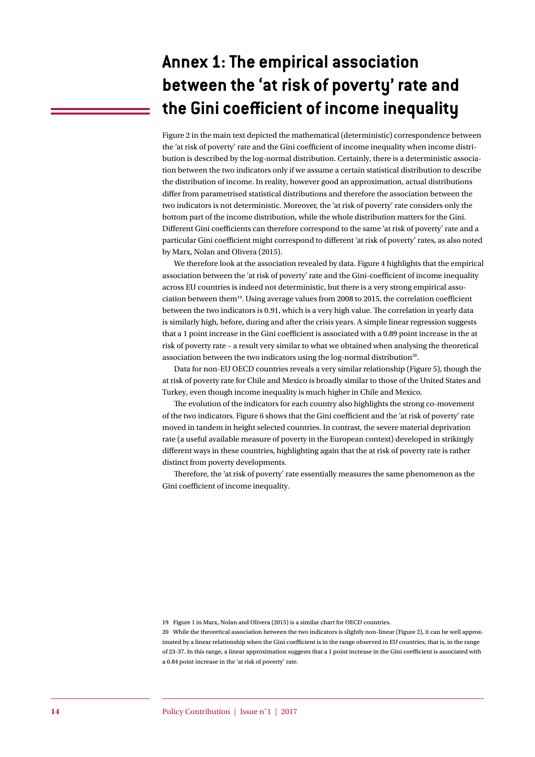# Annex 1: The empirical association between the 'at risk of poverty' rate and the Gini coefficient of income inequality

Figure 2 in the main text depicted the mathematical (deterministic) correspondence between the 'at risk of poverty' rate and the Gini coefficient of income inequality when income distribution is described by the log-normal distribution. Certainly, there is a deterministic association between the two indicators only if we assume a certain statistical distribution to describe the distribution of income. In reality, however good an approximation, actual distributions differ from parametrised statistical distributions and therefore the association between the two indicators is not deterministic. Moreover, the 'at risk of poverty' rate considers only the bottom part of the income distribution, while the whole distribution matters for the Gini. Different Gini coefficients can therefore correspond to the same 'at risk of poverty' rate and a particular Gini coefficient might correspond to different 'at risk of poverty' rates, as also noted by Marx, Nolan and Olivera (2015).

We therefore look at the association revealed by data. Figure 4 highlights that the empirical association between the 'at risk of poverty' rate and the Gini-coefficient of income inequality across EU countries is indeed not deterministic, but there is a very strong empirical association between them[19]. Using average values from 2008 to 2015, the correlation coefficient between the two indicators is 0.91, which is a very high value. The correlation in yearly data is similarly high, before, during and after the crisis years. A simple linear regression suggests that a 1 point increase in the Gini coefficient is associated with a 0.89 point increase in the at risk of poverty rate – a result very similar to what we obtained when analysing the theoretical association between the two indicators using the log-normal distribution[20].

Data for non-EU OECD countries reveals a very similar relationship (Figure 5), though the at risk of poverty rate for Chile and Mexico is broadly similar to those of the United States and Turkey, even though income inequality is much higher in Chile and Mexico.

The evolution of the indicators for each country also highlights the strong co-movement of the two indicators. Figure 6 shows that the Gini coefficient and the 'at risk of poverty' rate moved in tandem in height selected countries. In contrast, the severe material deprivation rate (a useful available measure of poverty in the European context) developed in strikingly different ways in these countries, highlighting again that the at risk of poverty rate is rather distinct from poverty developments.

Therefore, the 'at risk of poverty' rate essentially measures the same phenomenon as the Gini coefficient of income inequality.

---

19 Figure 1 in Marx, Nolan and Olivera (2015) is a similar chart for OECD countries.

20 While the theoretical association between the two indicators is slightly non-linear (Figure 2), it can be well approximated by a linear relationship when the Gini coefficient is in the range observed in EU countries, that is, in the range of 23-37. In this range, a linear approximation suggests that a 1 point increase in the Gini coefficient is associated with a 0.84 point increase in the 'at risk of poverty' rate.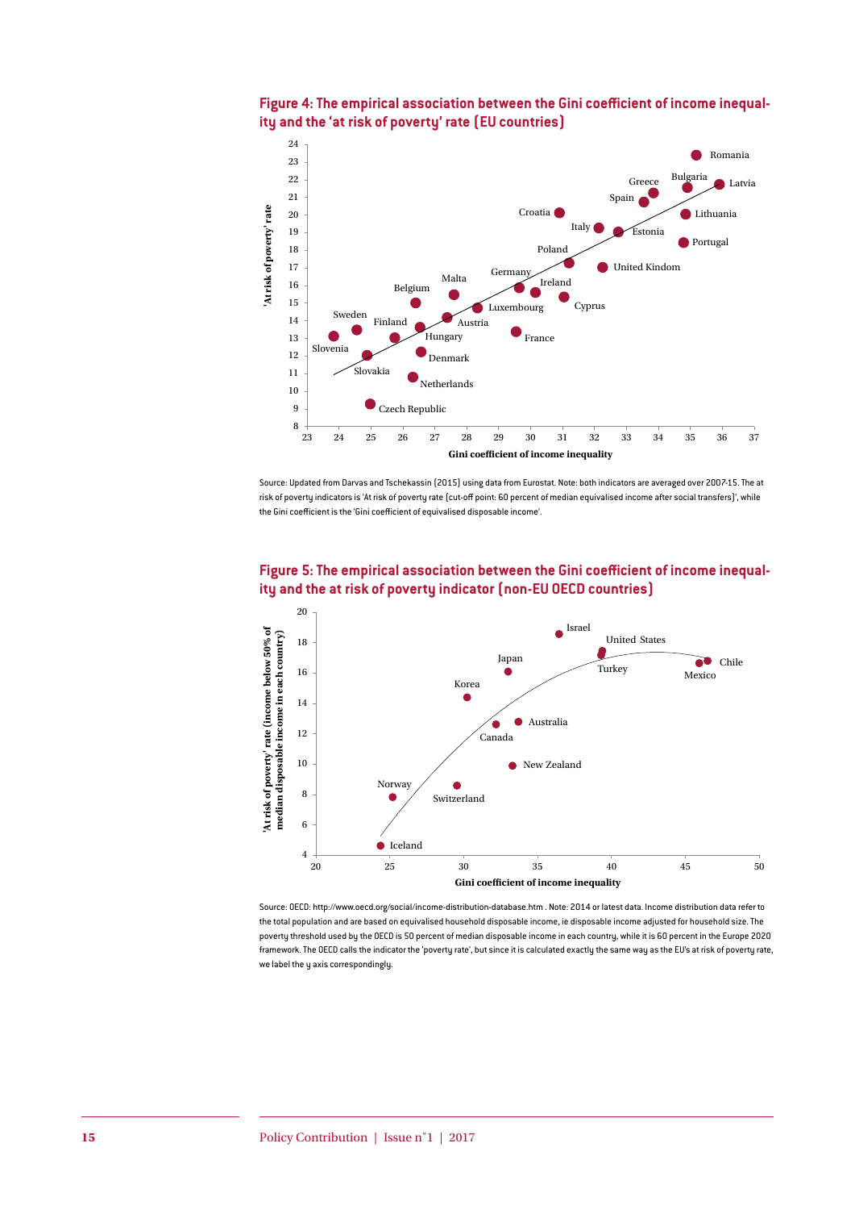**Figure 4: The empirical association between the Gini coefficient of income inequality and the 'at risk of poverty' rate (EU countries)**

Source: Updated from Darvas and Tschekassin (2015) using data from Eurostat. Note: both indicators are averaged over 2007-15. The at risk of poverty indicators is 'At risk of poverty rate (cut-off point: 60 percent of median equivalised income after social transfers)', while the Gini coefficient is the 'Gini coefficient of equivalised disposable income'.

**Figure 5: The empirical association between the Gini coefficient of income inequality and the at risk of poverty indicator (non-EU OECD countries)**

Source: OECD: http://www.oecd.org/social/income-distribution-database.htm . Note: 2014 or latest data. Income distribution data refer to the total population and are based on equivalised household disposable income, ie disposable income adjusted for household size. The poverty threshold used by the OECD is 50 percent of median disposable income in each country, while it is 60 percent in the Europe 2020 framework. The OECD calls the indicator the 'poverty rate', but since it is calculated exactly the same way as the EU's at risk of poverty rate, we label the y axis correspondingly.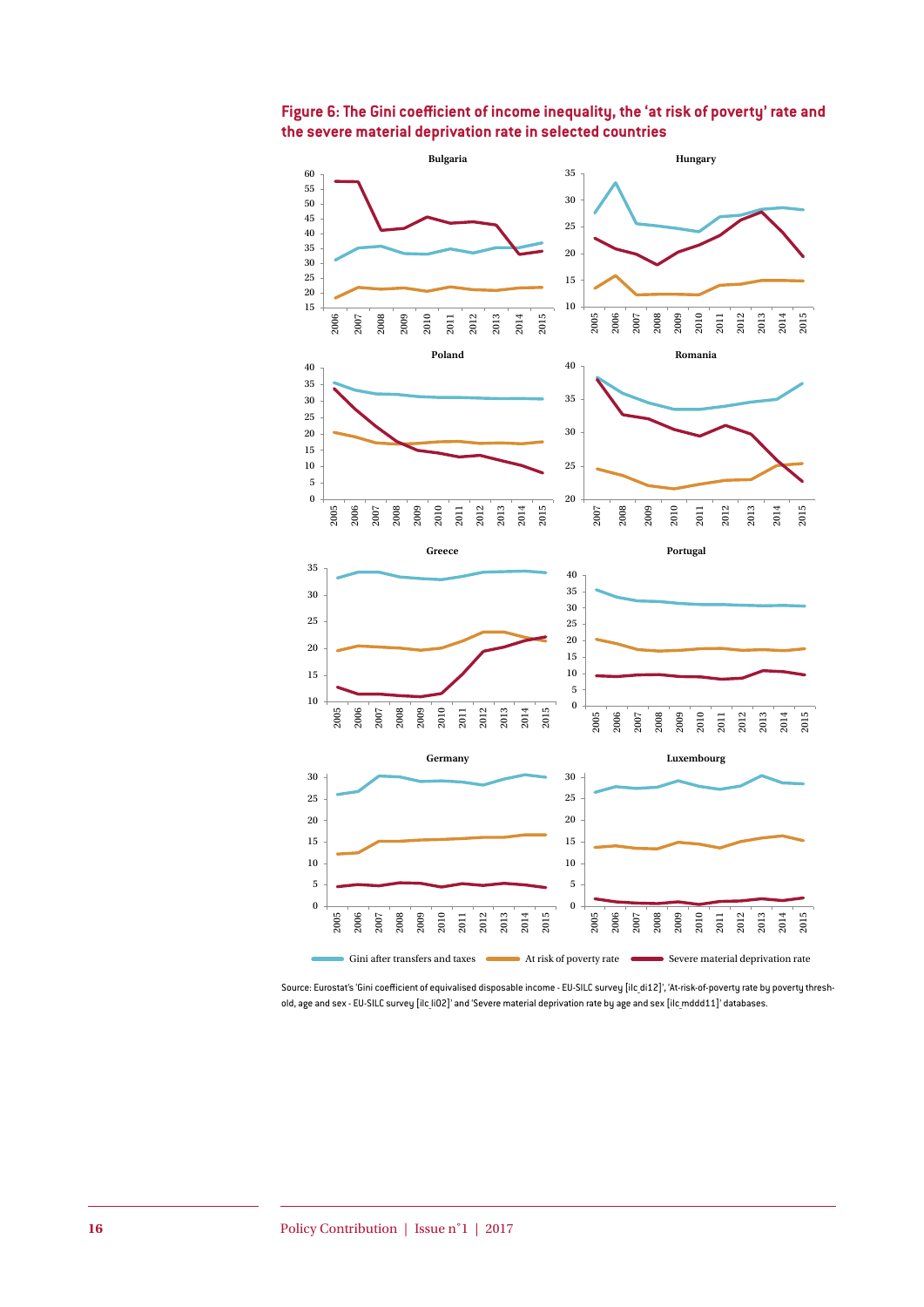**Figure 6: The Gini coefficient of income inequality, the 'at risk of poverty' rate and the severe material deprivation rate in selected countries**

Source: Eurostat's 'Gini coefficient of equivalised disposable income - EU-SILC survey [ilc_di12]', 'At-risk-of-poverty rate by poverty threshold, age and sex - EU-SILC survey [ilc_li02]' and 'Severe material deprivation rate by age and sex [ilc_mddd11]' databases.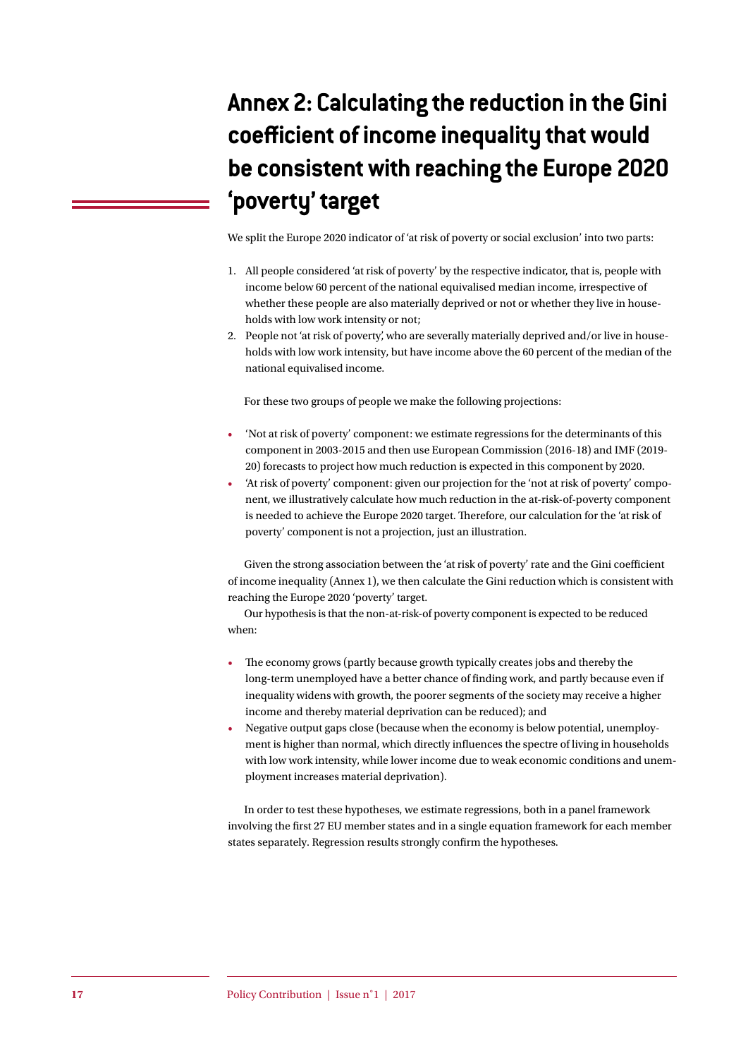# Annex 2: Calculating the reduction in the Gini coefficient of income inequality that would be consistent with reaching the Europe 2020 'poverty' target

We split the Europe 2020 indicator of 'at risk of poverty or social exclusion' into two parts:

1. All people considered 'at risk of poverty' by the respective indicator, that is, people with income below 60 percent of the national equivalised median income, irrespective of whether these people are also materially deprived or not or whether they live in households with low work intensity or not;
2. People not 'at risk of poverty', who are severally materially deprived and/or live in households with low work intensity, but have income above the 60 percent of the median of the national equivalised income.

For these two groups of people we make the following projections:

- 'Not at risk of poverty' component: we estimate regressions for the determinants of this component in 2003-2015 and then use European Commission (2016-18) and IMF (2019-20) forecasts to project how much reduction is expected in this component by 2020.
- 'At risk of poverty' component: given our projection for the 'not at risk of poverty' component, we illustratively calculate how much reduction in the at-risk-of-poverty component is needed to achieve the Europe 2020 target. Therefore, our calculation for the 'at risk of poverty' component is not a projection, just an illustration.

Given the strong association between the 'at risk of poverty' rate and the Gini coefficient of income inequality (Annex 1), we then calculate the Gini reduction which is consistent with reaching the Europe 2020 'poverty' target.

Our hypothesis is that the non-at-risk-of poverty component is expected to be reduced when:

- The economy grows (partly because growth typically creates jobs and thereby the long-term unemployed have a better chance of finding work, and partly because even if inequality widens with growth, the poorer segments of the society may receive a higher income and thereby material deprivation can be reduced); and
- Negative output gaps close (because when the economy is below potential, unemployment is higher than normal, which directly influences the spectre of living in households with low work intensity, while lower income due to weak economic conditions and unemployment increases material deprivation).

In order to test these hypotheses, we estimate regressions, both in a panel framework involving the first 27 EU member states and in a single equation framework for each member states separately. Regression results strongly confirm the hypotheses.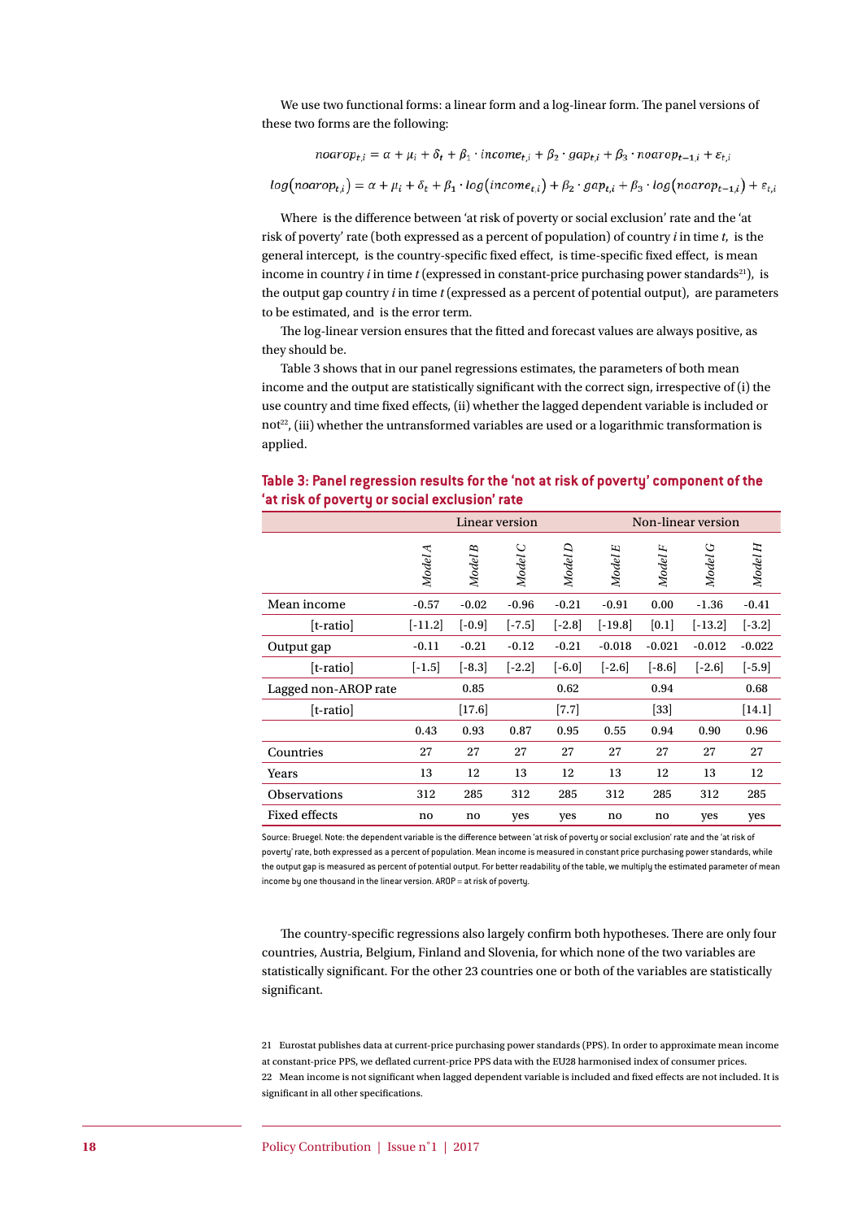We use two functional forms: a linear form and a log-linear form. The panel versions of these two forms are the following:

$$noarop_{t,i} = \alpha + \mu_i + \delta_t + \beta_1 \cdot income_{t,i} + \beta_2 \cdot gap_{t,i} + \beta_3 \cdot noarop_{t-1,i} + \varepsilon_{t,i}$$

$$log(noarop_{t,i}) = \alpha + \mu_i + \delta_t + \beta_1 \cdot log(income_{t,i}) + \beta_2 \cdot gap_{t,i} + \beta_3 \cdot log(noarop_{t-1,i}) + \varepsilon_{t,i}$$

Where is the difference between 'at risk of poverty or social exclusion' rate and the 'at risk of poverty' rate (both expressed as a percent of population) of country *i* in time *t*, is the general intercept, is the country-specific fixed effect, is time-specific fixed effect, is mean income in country *i* in time *t* (expressed in constant-price purchasing power standards[21]), is the output gap country *i* in time *t* (expressed as a percent of potential output), are parameters to be estimated, and is the error term.

The log-linear version ensures that the fitted and forecast values are always positive, as they should be.

Table 3 shows that in our panel regressions estimates, the parameters of both mean income and the output are statistically significant with the correct sign, irrespective of (i) the use country and time fixed effects, (ii) whether the lagged dependent variable is included or not[22], (iii) whether the untransformed variables are used or a logarithmic transformation is applied.

**Table 3: Panel regression results for the 'not at risk of poverty' component of the 'at risk of poverty or social exclusion' rate**

| | Linear version | | | | Non-linear version | | | |
|---|---|---|---|---|---|---|---|---|
| | *Model A* | *Model B* | *Model C* | *Model D* | *Model E* | *Model F* | *Model G* | *Model H* |
| Mean income | -0.57 | -0.02 | -0.96 | -0.21 | -0.91 | 0.00 | -1.36 | -0.41 |
| [t-ratio] | [-11.2] | [-0.9] | [-7.5] | [-2.8] | [-19.8] | [0.1] | [-13.2] | [-3.2] |
| Output gap | -0.11 | -0.21 | -0.12 | -0.21 | -0.018 | -0.021 | -0.012 | -0.022 |
| [t-ratio] | [-1.5] | [-8.3] | [-2.2] | [-6.0] | [-2.6] | [-8.6] | [-2.6] | [-5.9] |
| Lagged non-AROP rate | | 0.85 | | 0.62 | | 0.94 | | 0.68 |
| [t-ratio] | | [17.6] | | [7.7] | | [33] | | [14.1] |
| | 0.43 | 0.93 | 0.87 | 0.95 | 0.55 | 0.94 | 0.90 | 0.96 |
| Countries | 27 | 27 | 27 | 27 | 27 | 27 | 27 | 27 |
| Years | 13 | 12 | 13 | 12 | 13 | 12 | 13 | 12 |
| Observations | 312 | 285 | 312 | 285 | 312 | 285 | 312 | 285 |
| Fixed effects | no | no | yes | yes | no | no | yes | yes |

Source: Bruegel. Note: the dependent variable is the difference between 'at risk of poverty or social exclusion' rate and the 'at risk of poverty' rate, both expressed as a percent of population. Mean income is measured in constant price purchasing power standards, while the output gap is measured as percent of potential output. For better readability of the table, we multiply the estimated parameter of mean income by one thousand in the linear version. AROP = at risk of poverty.

The country-specific regressions also largely confirm both hypotheses. There are only four countries, Austria, Belgium, Finland and Slovenia, for which none of the two variables are statistically significant. For the other 23 countries one or both of the variables are statistically significant.

21 Eurostat publishes data at current-price purchasing power standards (PPS). In order to approximate mean income at constant-price PPS, we deflated current-price PPS data with the EU28 harmonised index of consumer prices.

22 Mean income is not significant when lagged dependent variable is included and fixed effects are not included. It is significant in all other specifications.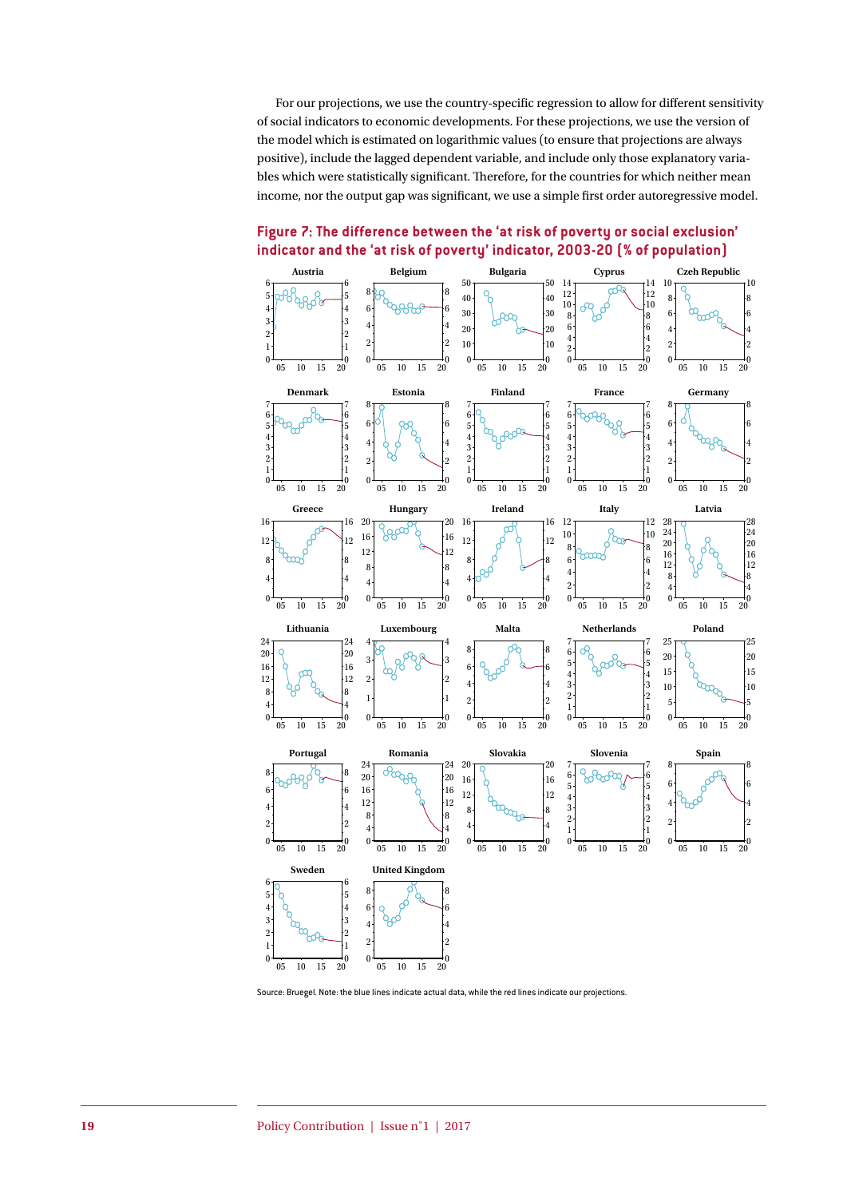For our projections, we use the country-specific regression to allow for different sensitivity of social indicators to economic developments. For these projections, we use the version of the model which is estimated on logarithmic values (to ensure that projections are always positive), include the lagged dependent variable, and include only those explanatory variables which were statistically significant. Therefore, for the countries for which neither mean income, nor the output gap was significant, we use a simple first order autoregressive model.

## Figure 7: The difference between the 'at risk of poverty or social exclusion' indicator and the 'at risk of poverty' indicator, 2003-20 (% of population)

Source: Bruegel. Note: the blue lines indicate actual data, while the red lines indicate our projections.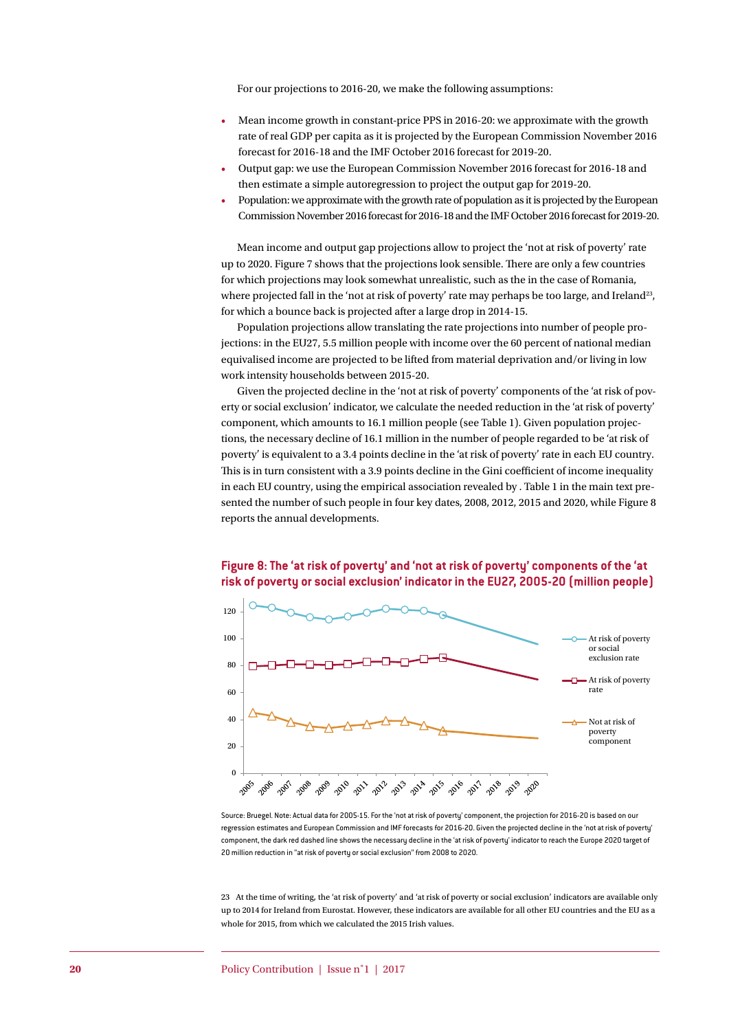For our projections to 2016-20, we make the following assumptions:

- Mean income growth in constant-price PPS in 2016-20: we approximate with the growth rate of real GDP per capita as it is projected by the European Commission November 2016 forecast for 2016-18 and the IMF October 2016 forecast for 2019-20.
- Output gap: we use the European Commission November 2016 forecast for 2016-18 and then estimate a simple autoregression to project the output gap for 2019-20.
- Population: we approximate with the growth rate of population as it is projected by the European Commission November 2016 forecast for 2016-18 and the IMF October 2016 forecast for 2019-20.

Mean income and output gap projections allow to project the 'not at risk of poverty' rate up to 2020. Figure 7 shows that the projections look sensible. There are only a few countries for which projections may look somewhat unrealistic, such as the in the case of Romania, where projected fall in the 'not at risk of poverty' rate may perhaps be too large, and Ireland[23], for which a bounce back is projected after a large drop in 2014-15.

Population projections allow translating the rate projections into number of people projections: in the EU27, 5.5 million people with income over the 60 percent of national median equivalised income are projected to be lifted from material deprivation and/or living in low work intensity households between 2015-20.

Given the projected decline in the 'not at risk of poverty' components of the 'at risk of poverty or social exclusion' indicator, we calculate the needed reduction in the 'at risk of poverty' component, which amounts to 16.1 million people (see Table 1). Given population projections, the necessary decline of 16.1 million in the number of people regarded to be 'at risk of poverty' is equivalent to a 3.4 points decline in the 'at risk of poverty' rate in each EU country. This is in turn consistent with a 3.9 points decline in the Gini coefficient of income inequality in each EU country, using the empirical association revealed by . Table 1 in the main text presented the number of such people in four key dates, 2008, 2012, 2015 and 2020, while Figure 8 reports the annual developments.

**Figure 8: The 'at risk of poverty' and 'not at risk of poverty' components of the 'at risk of poverty or social exclusion' indicator in the EU27, 2005-20 (million people)**

Source: Bruegel. Note: Actual data for 2005-15. For the 'not at risk of poverty' component, the projection for 2016-20 is based on our regression estimates and European Commission and IMF forecasts for 2016-20. Given the projected decline in the 'not at risk of poverty' component, the dark red dashed line shows the necessary decline in the 'at risk of poverty' indicator to reach the Europe 2020 target of 20 million reduction in "at risk of poverty or social exclusion" from 2008 to 2020.

23 At the time of writing, the 'at risk of poverty' and 'at risk of poverty or social exclusion' indicators are available only up to 2014 for Ireland from Eurostat. However, these indicators are available for all other EU countries and the EU as a whole for 2015, from which we calculated the 2015 Irish values.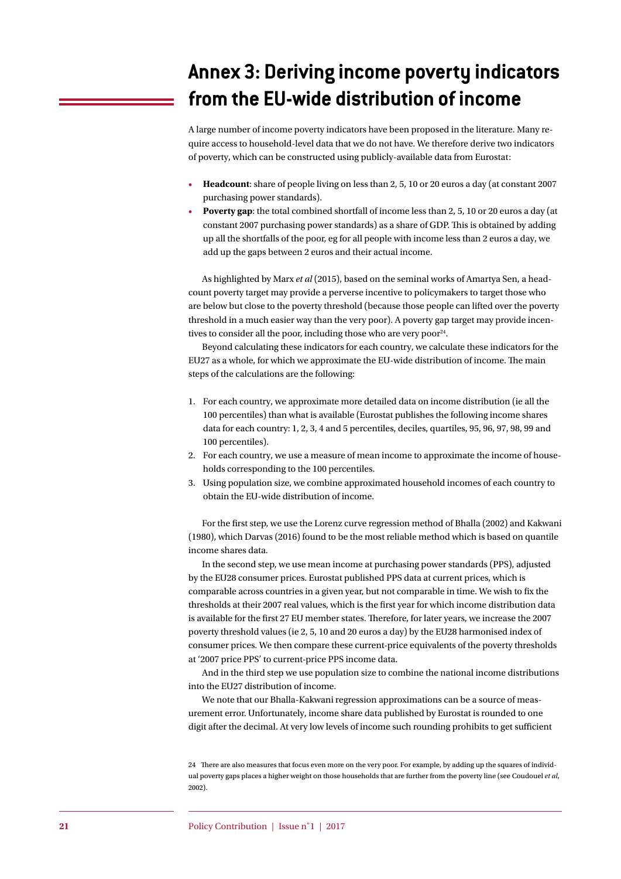# Annex 3: Deriving income poverty indicators from the EU-wide distribution of income

A large number of income poverty indicators have been proposed in the literature. Many require access to household-level data that we do not have. We therefore derive two indicators of poverty, which can be constructed using publicly-available data from Eurostat:

- **Headcount**: share of people living on less than 2, 5, 10 or 20 euros a day (at constant 2007 purchasing power standards).
- **Poverty gap**: the total combined shortfall of income less than 2, 5, 10 or 20 euros a day (at constant 2007 purchasing power standards) as a share of GDP. This is obtained by adding up all the shortfalls of the poor, eg for all people with income less than 2 euros a day, we add up the gaps between 2 euros and their actual income.

As highlighted by Marx *et al* (2015), based on the seminal works of Amartya Sen, a headcount poverty target may provide a perverse incentive to policymakers to target those who are below but close to the poverty threshold (because those people can lifted over the poverty threshold in a much easier way than the very poor). A poverty gap target may provide incentives to consider all the poor, including those who are very poor[24].

Beyond calculating these indicators for each country, we calculate these indicators for the EU27 as a whole, for which we approximate the EU-wide distribution of income. The main steps of the calculations are the following:

1. For each country, we approximate more detailed data on income distribution (ie all the 100 percentiles) than what is available (Eurostat publishes the following income shares data for each country: 1, 2, 3, 4 and 5 percentiles, deciles, quartiles, 95, 96, 97, 98, 99 and 100 percentiles).
2. For each country, we use a measure of mean income to approximate the income of households corresponding to the 100 percentiles.
3. Using population size, we combine approximated household incomes of each country to obtain the EU-wide distribution of income.

For the first step, we use the Lorenz curve regression method of Bhalla (2002) and Kakwani (1980), which Darvas (2016) found to be the most reliable method which is based on quantile income shares data.

In the second step, we use mean income at purchasing power standards (PPS), adjusted by the EU28 consumer prices. Eurostat published PPS data at current prices, which is comparable across countries in a given year, but not comparable in time. We wish to fix the thresholds at their 2007 real values, which is the first year for which income distribution data is available for the first 27 EU member states. Therefore, for later years, we increase the 2007 poverty threshold values (ie 2, 5, 10 and 20 euros a day) by the EU28 harmonised index of consumer prices. We then compare these current-price equivalents of the poverty thresholds at '2007 price PPS' to current-price PPS income data.

And in the third step we use population size to combine the national income distributions into the EU27 distribution of income.

We note that our Bhalla-Kakwani regression approximations can be a source of measurement error. Unfortunately, income share data published by Eurostat is rounded to one digit after the decimal. At very low levels of income such rounding prohibits to get sufficient

24 There are also measures that focus even more on the very poor. For example, by adding up the squares of individual poverty gaps places a higher weight on those households that are further from the poverty line (see Coudouel *et al*, 2002).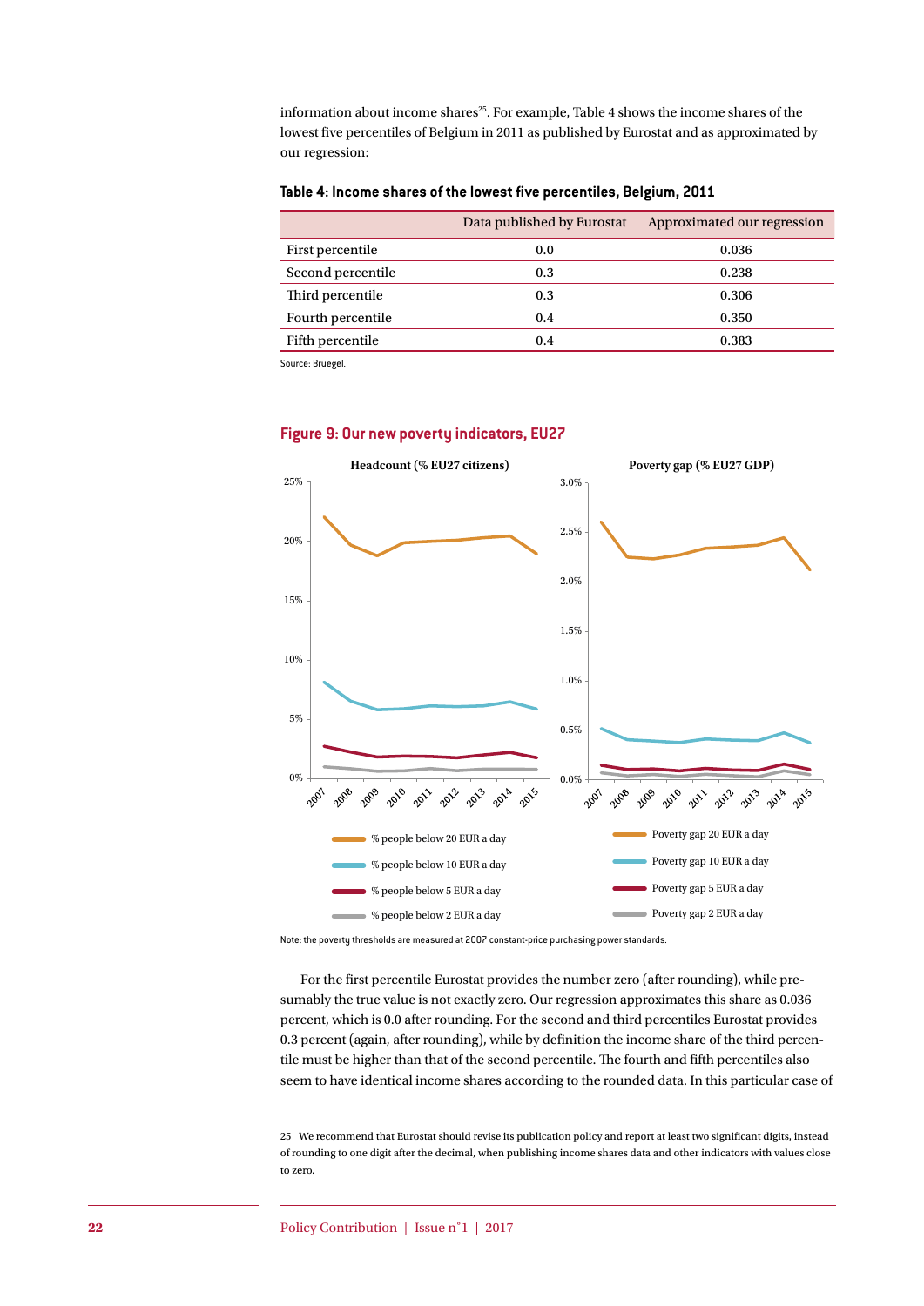information about income shares[25]. For example, Table 4 shows the income shares of the lowest five percentiles of Belgium in 2011 as published by Eurostat and as approximated by our regression:

**Table 4: Income shares of the lowest five percentiles, Belgium, 2011**

| | Data published by Eurostat | Approximated our regression |
|---|---|---|
| First percentile | 0.0 | 0.036 |
| Second percentile | 0.3 | 0.238 |
| Third percentile | 0.3 | 0.306 |
| Fourth percentile | 0.4 | 0.350 |
| Fifth percentile | 0.4 | 0.383 |

Source: Bruegel.

**Figure 9: Our new poverty indicators, EU27**

Note: the poverty thresholds are measured at 2007 constant-price purchasing power standards.

For the first percentile Eurostat provides the number zero (after rounding), while presumably the true value is not exactly zero. Our regression approximates this share as 0.036 percent, which is 0.0 after rounding. For the second and third percentiles Eurostat provides 0.3 percent (again, after rounding), while by definition the income share of the third percentile must be higher than that of the second percentile. The fourth and fifth percentiles also seem to have identical income shares according to the rounded data. In this particular case of

25 We recommend that Eurostat should revise its publication policy and report at least two significant digits, instead of rounding to one digit after the decimal, when publishing income shares data and other indicators with values close to zero.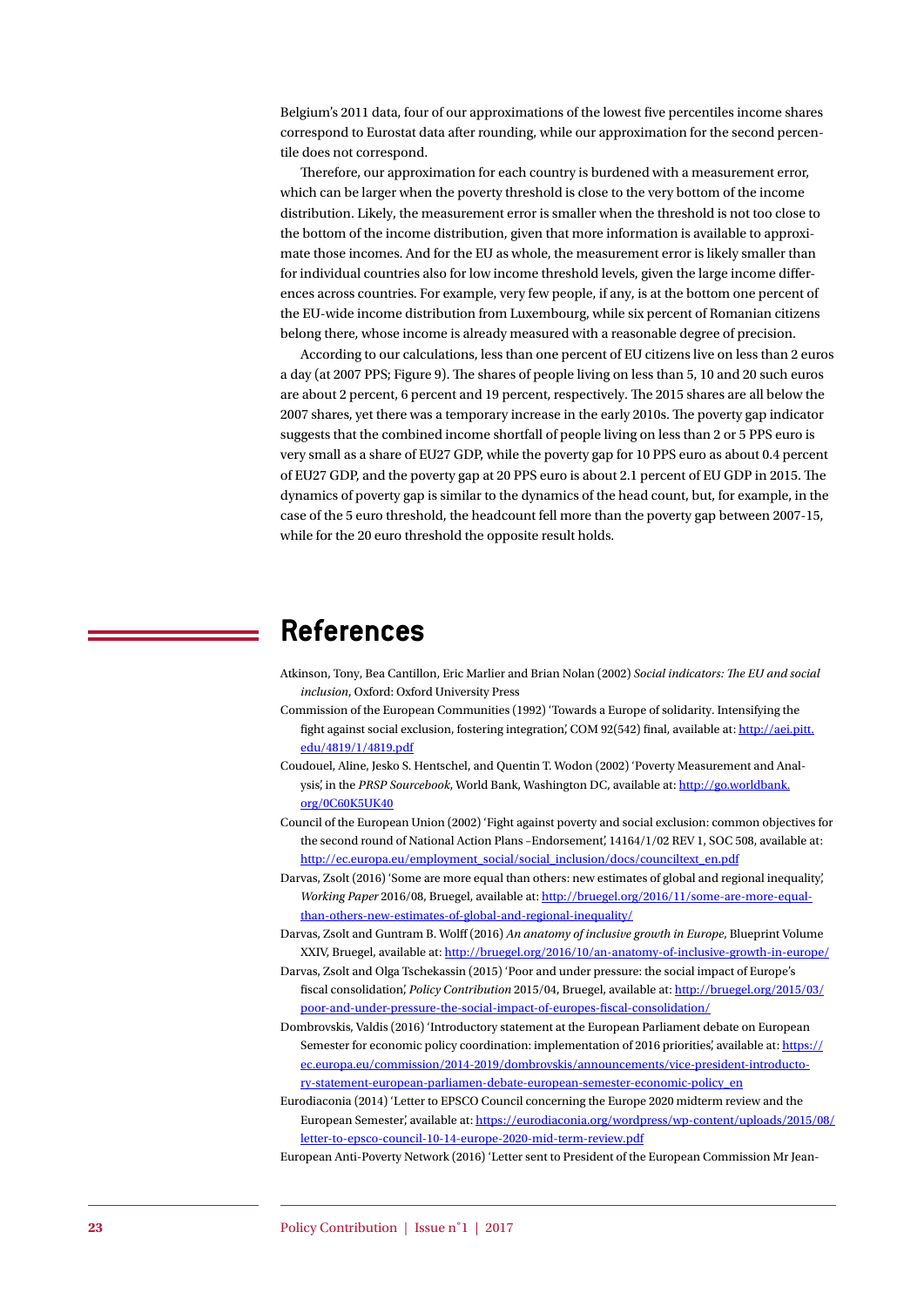Belgium's 2011 data, four of our approximations of the lowest five percentiles income shares correspond to Eurostat data after rounding, while our approximation for the second percentile does not correspond.

Therefore, our approximation for each country is burdened with a measurement error, which can be larger when the poverty threshold is close to the very bottom of the income distribution. Likely, the measurement error is smaller when the threshold is not too close to the bottom of the income distribution, given that more information is available to approximate those incomes. And for the EU as whole, the measurement error is likely smaller than for individual countries also for low income threshold levels, given the large income differences across countries. For example, very few people, if any, is at the bottom one percent of the EU-wide income distribution from Luxembourg, while six percent of Romanian citizens belong there, whose income is already measured with a reasonable degree of precision.

According to our calculations, less than one percent of EU citizens live on less than 2 euros a day (at 2007 PPS; Figure 9). The shares of people living on less than 5, 10 and 20 such euros are about 2 percent, 6 percent and 19 percent, respectively. The 2015 shares are all below the 2007 shares, yet there was a temporary increase in the early 2010s. The poverty gap indicator suggests that the combined income shortfall of people living on less than 2 or 5 PPS euro is very small as a share of EU27 GDP, while the poverty gap for 10 PPS euro as about 0.4 percent of EU27 GDP, and the poverty gap at 20 PPS euro is about 2.1 percent of EU GDP in 2015. The dynamics of poverty gap is similar to the dynamics of the head count, but, for example, in the case of the 5 euro threshold, the headcount fell more than the poverty gap between 2007-15, while for the 20 euro threshold the opposite result holds.

# References

Atkinson, Tony, Bea Cantillon, Eric Marlier and Brian Nolan (2002) *Social indicators: The EU and social inclusion*, Oxford: Oxford University Press

Commission of the European Communities (1992) 'Towards a Europe of solidarity. Intensifying the fight against social exclusion, fostering integration', COM 92(542) final, available at: http://aei.pitt.edu/4819/1/4819.pdf

Coudouel, Aline, Jesko S. Hentschel, and Quentin T. Wodon (2002) 'Poverty Measurement and Analysis', in the *PRSP Sourcebook*, World Bank, Washington DC, available at: http://go.worldbank.org/0C60K5UK40

Council of the European Union (2002) 'Fight against poverty and social exclusion: common objectives for the second round of National Action Plans –Endorsement', 14164/1/02 REV 1, SOC 508, available at: http://ec.europa.eu/employment_social/social_inclusion/docs/counciltext_en.pdf

Darvas, Zsolt (2016) 'Some are more equal than others: new estimates of global and regional inequality', *Working Paper* 2016/08, Bruegel, available at: http://bruegel.org/2016/11/some-are-more-equal-than-others-new-estimates-of-global-and-regional-inequality/

Darvas, Zsolt and Guntram B. Wolff (2016) *An anatomy of inclusive growth in Europe*, Blueprint Volume XXIV, Bruegel, available at: http://bruegel.org/2016/10/an-anatomy-of-inclusive-growth-in-europe/

Darvas, Zsolt and Olga Tschekassin (2015) 'Poor and under pressure: the social impact of Europe's fiscal consolidation', *Policy Contribution* 2015/04, Bruegel, available at: http://bruegel.org/2015/03/poor-and-under-pressure-the-social-impact-of-europes-fiscal-consolidation/

Dombrovskis, Valdis (2016) 'Introductory statement at the European Parliament debate on European Semester for economic policy coordination: implementation of 2016 priorities', available at: https://ec.europa.eu/commission/2014-2019/dombrovskis/announcements/vice-president-introductory-statement-european-parliamen-debate-european-semester-economic-policy_en

Eurodiaconia (2014) 'Letter to EPSCO Council concerning the Europe 2020 midterm review and the European Semester', available at: https://eurodiaconia.org/wordpress/wp-content/uploads/2015/08/letter-to-epsco-council-10-14-europe-2020-mid-term-review.pdf

European Anti-Poverty Network (2016) 'Letter sent to President of the European Commission Mr Jean-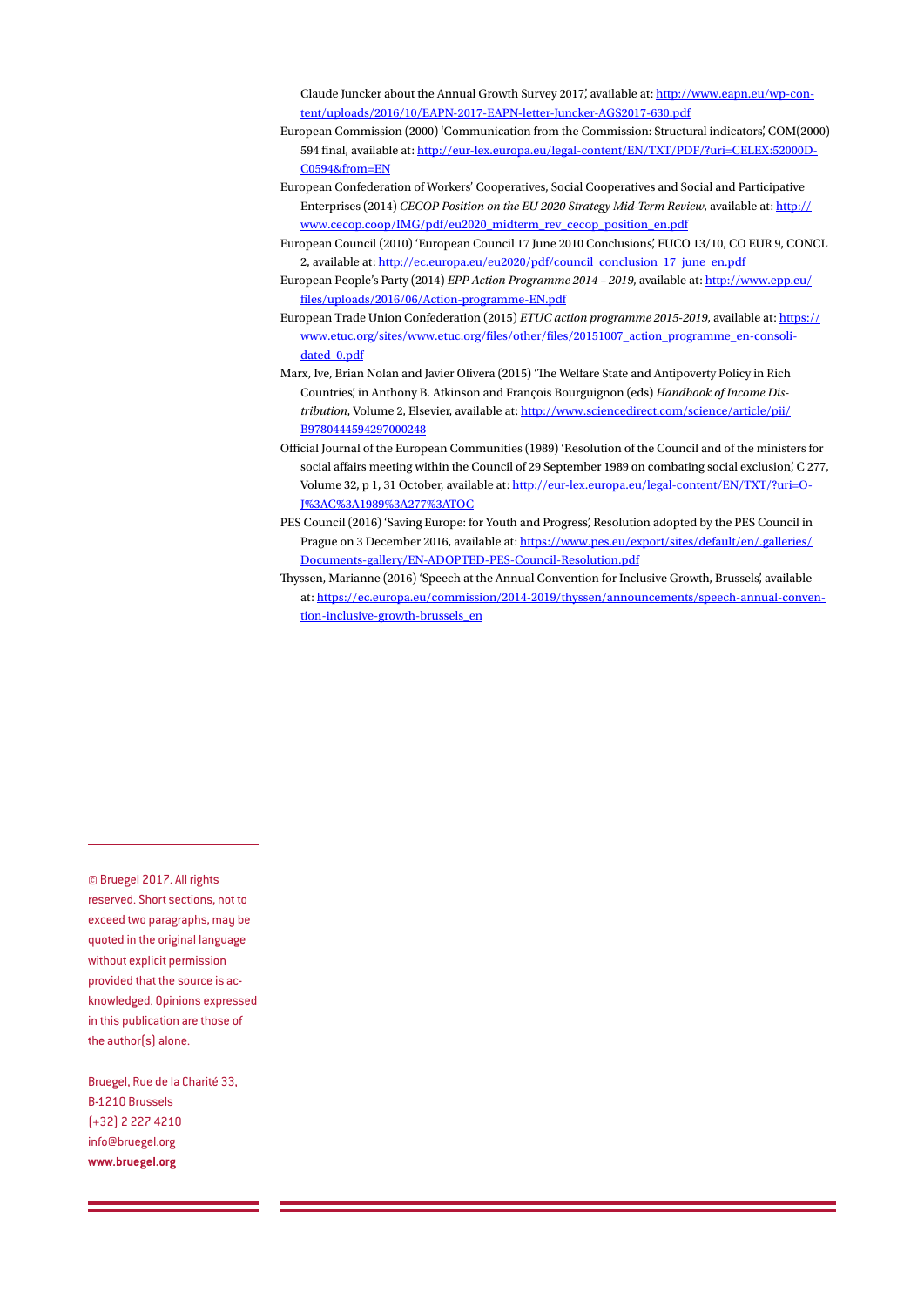Claude Juncker about the Annual Growth Survey 2017', available at: http://www.eapn.eu/wp-content/uploads/2016/10/EAPN-2017-EAPN-letter-Juncker-AGS2017-630.pdf

European Commission (2000) 'Communication from the Commission: Structural indicators', COM(2000) 594 final, available at: http://eur-lex.europa.eu/legal-content/EN/TXT/PDF/?uri=CELEX:52000DC0594&from=EN

European Confederation of Workers' Cooperatives, Social Cooperatives and Social and Participative Enterprises (2014) *CECOP Position on the EU 2020 Strategy Mid-Term Review*, available at: http://www.cecop.coop/IMG/pdf/eu2020_midterm_rev_cecop_position_en.pdf

European Council (2010) 'European Council 17 June 2010 Conclusions', EUCO 13/10, CO EUR 9, CONCL 2, available at: http://ec.europa.eu/eu2020/pdf/council_conclusion_17_june_en.pdf

European People's Party (2014) *EPP Action Programme 2014 – 2019*, available at: http://www.epp.eu/files/uploads/2016/06/Action-programme-EN.pdf

European Trade Union Confederation (2015) *ETUC action programme 2015-2019*, available at: https://www.etuc.org/sites/www.etuc.org/files/other/files/20151007_action_programme_en-consolidated_0.pdf

Marx, Ive, Brian Nolan and Javier Olivera (2015) 'The Welfare State and Antipoverty Policy in Rich Countries', in Anthony B. Atkinson and François Bourguignon (eds) *Handbook of Income Distribution*, Volume 2, Elsevier, available at: http://www.sciencedirect.com/science/article/pii/B9780444594297000248

Official Journal of the European Communities (1989) 'Resolution of the Council and of the ministers for social affairs meeting within the Council of 29 September 1989 on combating social exclusion', C 277, Volume 32, p 1, 31 October, available at: http://eur-lex.europa.eu/legal-content/EN/TXT/?uri=OJ%3AC%3A1989%3A277%3ATOC

PES Council (2016) 'Saving Europe: for Youth and Progress', Resolution adopted by the PES Council in Prague on 3 December 2016, available at: https://www.pes.eu/export/sites/default/en/.galleries/Documents-gallery/EN-ADOPTED-PES-Council-Resolution.pdf

Thyssen, Marianne (2016) 'Speech at the Annual Convention for Inclusive Growth, Brussels', available at: https://ec.europa.eu/commission/2014-2019/thyssen/announcements/speech-annual-convention-inclusive-growth-brussels_en

© Bruegel 2017. All rights reserved. Short sections, not to exceed two paragraphs, may be quoted in the original language without explicit permission provided that the source is acknowledged. Opinions expressed in this publication are those of the author(s) alone.

Bruegel, Rue de la Charité 33,
B-1210 Brussels
(+32) 2 227 4210
info@bruegel.org
**www.bruegel.org**